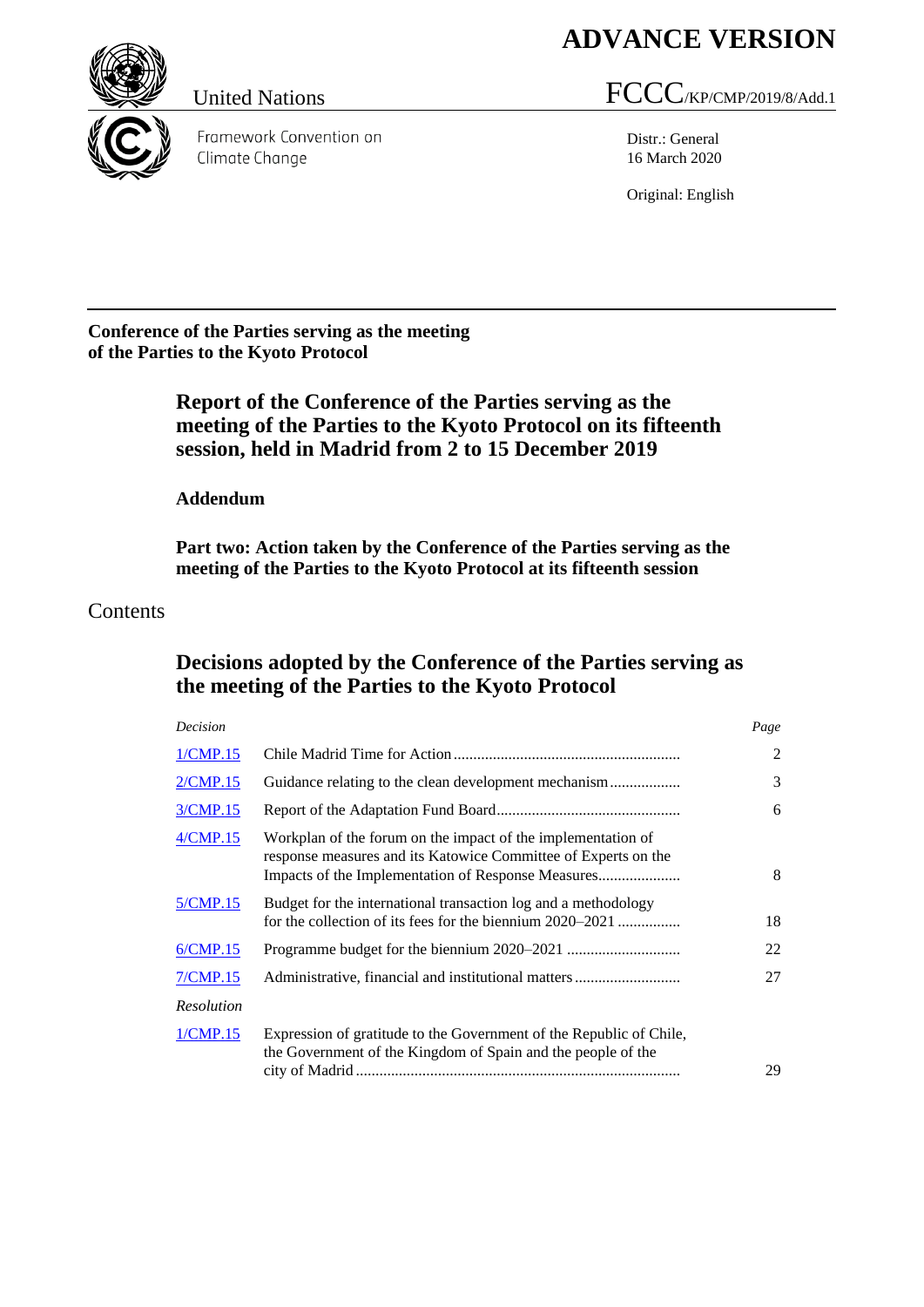**ADVANCE VERSION**

United Nations

FCCC/KP/CMP/2019/8/Add.1

Framework Convention on Climate Change

Distr.: General
16 March 2020

Original: English

**Conference of the Parties serving as the meeting of the Parties to the Kyoto Protocol**

# Report of the Conference of the Parties serving as the meeting of the Parties to the Kyoto Protocol on its fifteenth session, held in Madrid from 2 to 15 December 2019

## Addendum

### Part two: Action taken by the Conference of the Parties serving as the meeting of the Parties to the Kyoto Protocol at its fifteenth session

Contents

## Decisions adopted by the Conference of the Parties serving as the meeting of the Parties to the Kyoto Protocol

| *Decision* | | *Page* |
|---|---|---|
| 1/CMP.15 | Chile Madrid Time for Action | 2 |
| 2/CMP.15 | Guidance relating to the clean development mechanism | 3 |
| 3/CMP.15 | Report of the Adaptation Fund Board | 6 |
| 4/CMP.15 | Workplan of the forum on the impact of the implementation of response measures and its Katowice Committee of Experts on the Impacts of the Implementation of Response Measures | 8 |
| 5/CMP.15 | Budget for the international transaction log and a methodology for the collection of its fees for the biennium 2020–2021 | 18 |
| 6/CMP.15 | Programme budget for the biennium 2020–2021 | 22 |
| 7/CMP.15 | Administrative, financial and institutional matters | 27 |
| *Resolution* | | |
| 1/CMP.15 | Expression of gratitude to the Government of the Republic of Chile, the Government of the Kingdom of Spain and the people of the city of Madrid | 29 |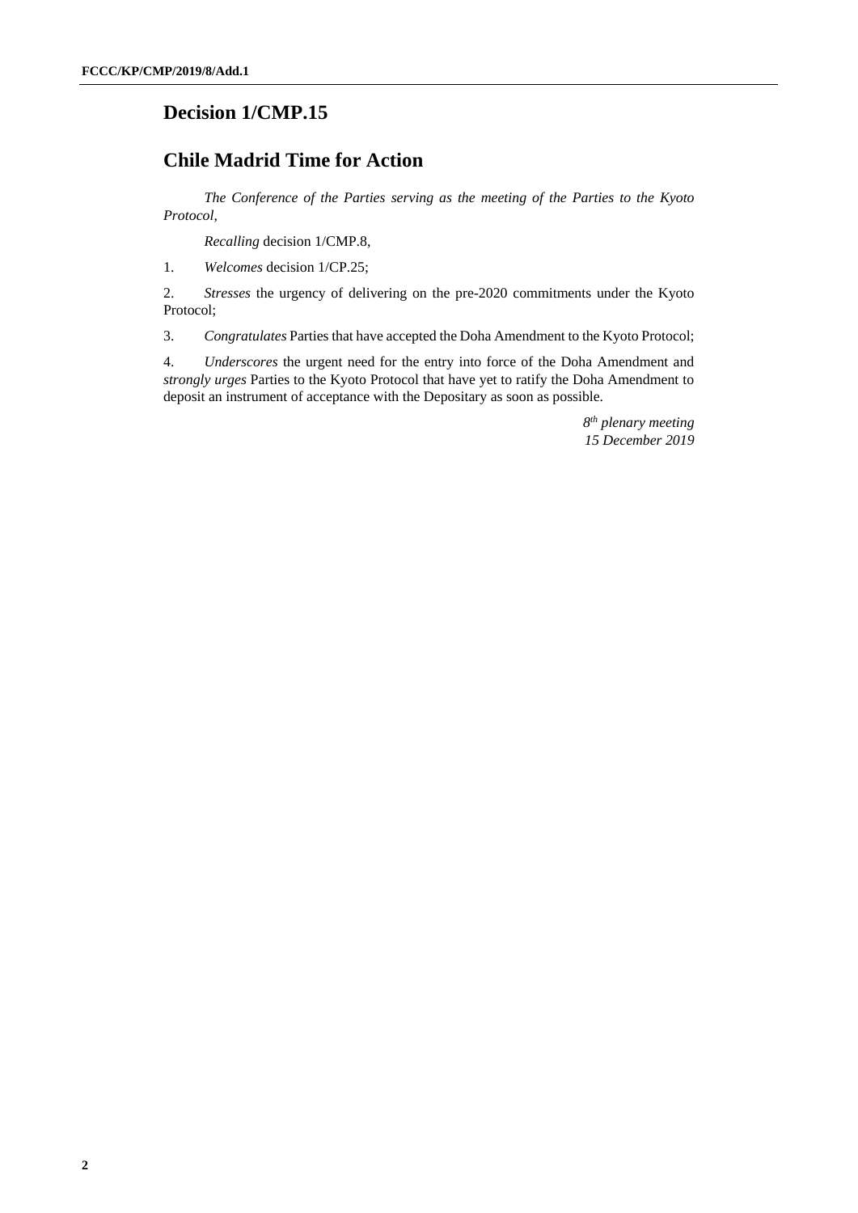# Decision 1/CMP.15

# Chile Madrid Time for Action

*The Conference of the Parties serving as the meeting of the Parties to the Kyoto Protocol,*

*Recalling* decision 1/CMP.8,

1. *Welcomes* decision 1/CP.25;

2. *Stresses* the urgency of delivering on the pre-2020 commitments under the Kyoto Protocol;

3. *Congratulates* Parties that have accepted the Doha Amendment to the Kyoto Protocol;

4. *Underscores* the urgent need for the entry into force of the Doha Amendment and *strongly urges* Parties to the Kyoto Protocol that have yet to ratify the Doha Amendment to deposit an instrument of acceptance with the Depositary as soon as possible.

*8th plenary meeting*
*15 December 2019*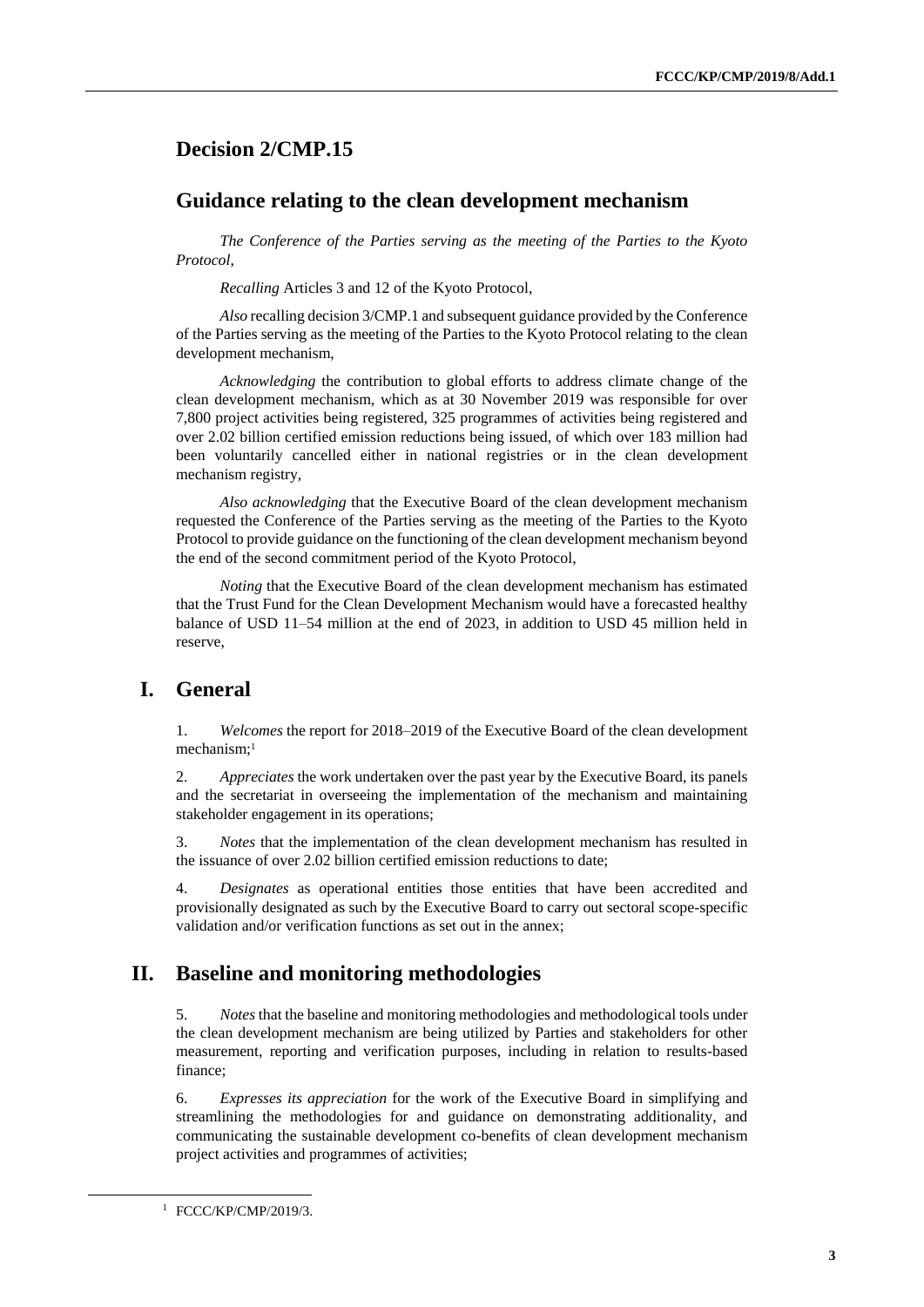## Decision 2/CMP.15

## Guidance relating to the clean development mechanism

*The Conference of the Parties serving as the meeting of the Parties to the Kyoto Protocol,*

*Recalling* Articles 3 and 12 of the Kyoto Protocol,

*Also* recalling decision 3/CMP.1 and subsequent guidance provided by the Conference of the Parties serving as the meeting of the Parties to the Kyoto Protocol relating to the clean development mechanism,

*Acknowledging* the contribution to global efforts to address climate change of the clean development mechanism, which as at 30 November 2019 was responsible for over 7,800 project activities being registered, 325 programmes of activities being registered and over 2.02 billion certified emission reductions being issued, of which over 183 million had been voluntarily cancelled either in national registries or in the clean development mechanism registry,

*Also acknowledging* that the Executive Board of the clean development mechanism requested the Conference of the Parties serving as the meeting of the Parties to the Kyoto Protocol to provide guidance on the functioning of the clean development mechanism beyond the end of the second commitment period of the Kyoto Protocol,

*Noting* that the Executive Board of the clean development mechanism has estimated that the Trust Fund for the Clean Development Mechanism would have a forecasted healthy balance of USD 11–54 million at the end of 2023, in addition to USD 45 million held in reserve,

## I. General

1. *Welcomes* the report for 2018–2019 of the Executive Board of the clean development mechanism;[1]

2. *Appreciates* the work undertaken over the past year by the Executive Board, its panels and the secretariat in overseeing the implementation of the mechanism and maintaining stakeholder engagement in its operations;

3. *Notes* that the implementation of the clean development mechanism has resulted in the issuance of over 2.02 billion certified emission reductions to date;

4. *Designates* as operational entities those entities that have been accredited and provisionally designated as such by the Executive Board to carry out sectoral scope-specific validation and/or verification functions as set out in the annex;

## II. Baseline and monitoring methodologies

5. *Notes* that the baseline and monitoring methodologies and methodological tools under the clean development mechanism are being utilized by Parties and stakeholders for other measurement, reporting and verification purposes, including in relation to results-based finance;

6. *Expresses its appreciation* for the work of the Executive Board in simplifying and streamlining the methodologies for and guidance on demonstrating additionality, and communicating the sustainable development co-benefits of clean development mechanism project activities and programmes of activities;

[1] FCCC/KP/CMP/2019/3.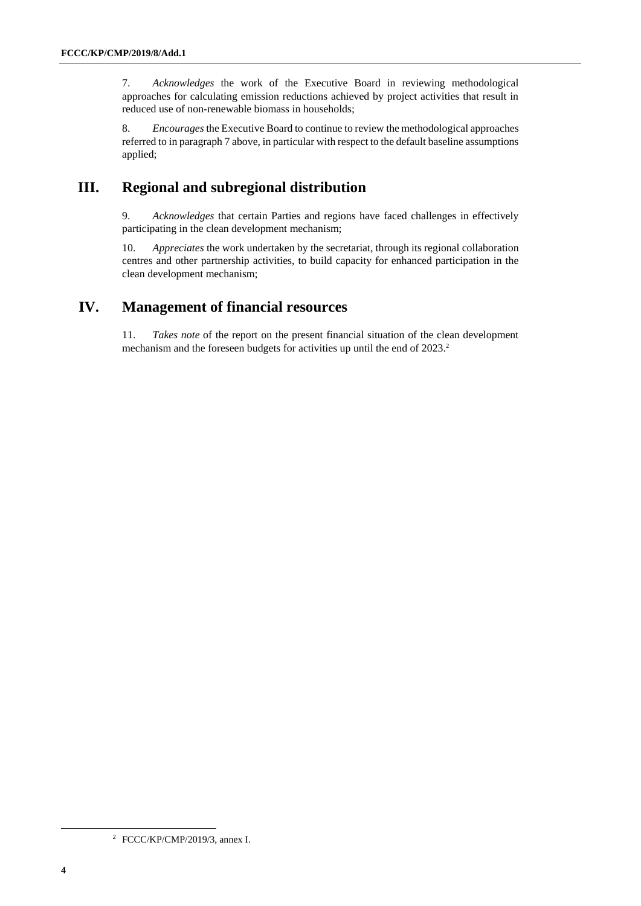7. *Acknowledges* the work of the Executive Board in reviewing methodological approaches for calculating emission reductions achieved by project activities that result in reduced use of non-renewable biomass in households;

8. *Encourages* the Executive Board to continue to review the methodological approaches referred to in paragraph 7 above, in particular with respect to the default baseline assumptions applied;

## III. Regional and subregional distribution

9. *Acknowledges* that certain Parties and regions have faced challenges in effectively participating in the clean development mechanism;

10. *Appreciates* the work undertaken by the secretariat, through its regional collaboration centres and other partnership activities, to build capacity for enhanced participation in the clean development mechanism;

## IV. Management of financial resources

11. *Takes note* of the report on the present financial situation of the clean development mechanism and the foreseen budgets for activities up until the end of 2023.[2]

---

[2] FCCC/KP/CMP/2019/3, annex I.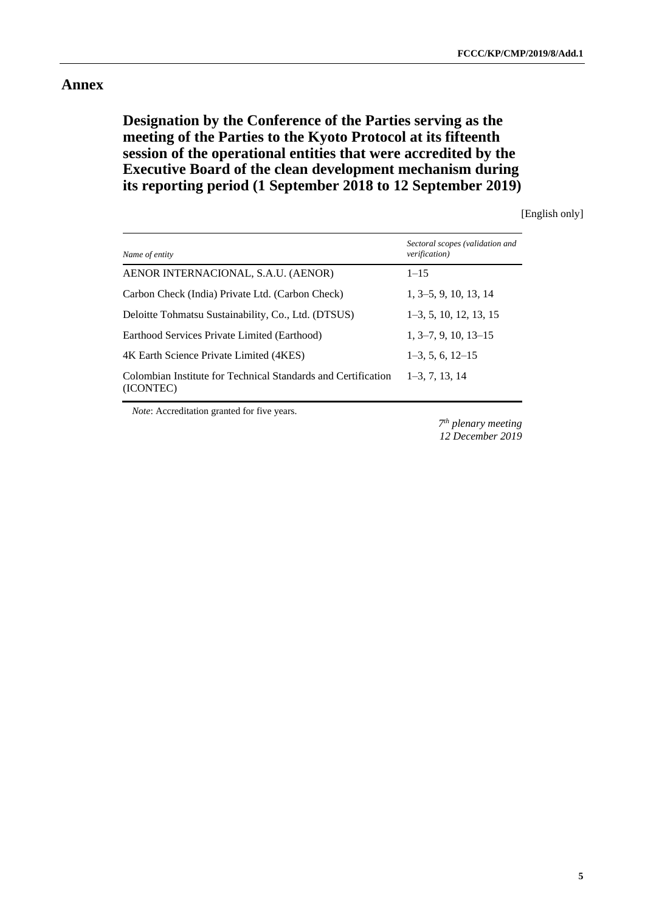# Annex

## Designation by the Conference of the Parties serving as the meeting of the Parties to the Kyoto Protocol at its fifteenth session of the operational entities that were accredited by the Executive Board of the clean development mechanism during its reporting period (1 September 2018 to 12 September 2019)

[English only]

| *Name of entity* | *Sectoral scopes (validation and verification)* |
|---|---|
| AENOR INTERNACIONAL, S.A.U. (AENOR) | 1–15 |
| Carbon Check (India) Private Ltd. (Carbon Check) | 1, 3–5, 9, 10, 13, 14 |
| Deloitte Tohmatsu Sustainability, Co., Ltd. (DTSUS) | 1–3, 5, 10, 12, 13, 15 |
| Earthood Services Private Limited (Earthood) | 1, 3–7, 9, 10, 13–15 |
| 4K Earth Science Private Limited (4KES) | 1–3, 5, 6, 12–15 |
| Colombian Institute for Technical Standards and Certification (ICONTEC) | 1–3, 7, 13, 14 |

*Note*: Accreditation granted for five years.

*7th plenary meeting*
*12 December 2019*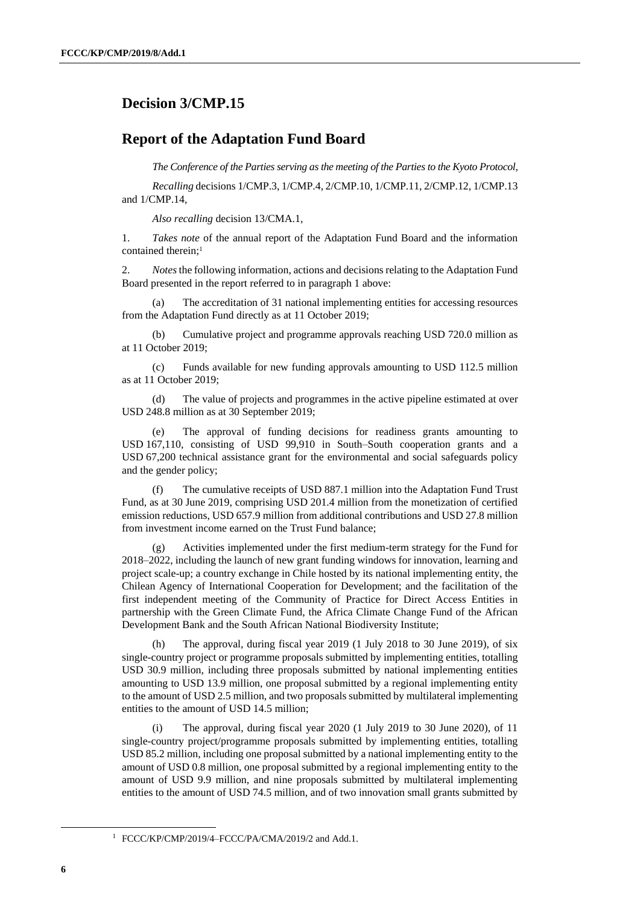## Decision 3/CMP.15

## Report of the Adaptation Fund Board

*The Conference of the Parties serving as the meeting of the Parties to the Kyoto Protocol*,

*Recalling* decisions 1/CMP.3, 1/CMP.4, 2/CMP.10, 1/CMP.11, 2/CMP.12, 1/CMP.13 and 1/CMP.14,

*Also recalling* decision 13/CMA.1,

1. *Takes note* of the annual report of the Adaptation Fund Board and the information contained therein;[1]

2. *Notes* the following information, actions and decisions relating to the Adaptation Fund Board presented in the report referred to in paragraph 1 above:

(a) The accreditation of 31 national implementing entities for accessing resources from the Adaptation Fund directly as at 11 October 2019;

(b) Cumulative project and programme approvals reaching USD 720.0 million as at 11 October 2019;

(c) Funds available for new funding approvals amounting to USD 112.5 million as at 11 October 2019;

(d) The value of projects and programmes in the active pipeline estimated at over USD 248.8 million as at 30 September 2019;

(e) The approval of funding decisions for readiness grants amounting to USD 167,110, consisting of USD 99,910 in South–South cooperation grants and a USD 67,200 technical assistance grant for the environmental and social safeguards policy and the gender policy;

(f) The cumulative receipts of USD 887.1 million into the Adaptation Fund Trust Fund, as at 30 June 2019, comprising USD 201.4 million from the monetization of certified emission reductions, USD 657.9 million from additional contributions and USD 27.8 million from investment income earned on the Trust Fund balance;

(g) Activities implemented under the first medium-term strategy for the Fund for 2018–2022, including the launch of new grant funding windows for innovation, learning and project scale-up; a country exchange in Chile hosted by its national implementing entity, the Chilean Agency of International Cooperation for Development; and the facilitation of the first independent meeting of the Community of Practice for Direct Access Entities in partnership with the Green Climate Fund, the Africa Climate Change Fund of the African Development Bank and the South African National Biodiversity Institute;

(h) The approval, during fiscal year 2019 (1 July 2018 to 30 June 2019), of six single-country project or programme proposals submitted by implementing entities, totalling USD 30.9 million, including three proposals submitted by national implementing entities amounting to USD 13.9 million, one proposal submitted by a regional implementing entity to the amount of USD 2.5 million, and two proposals submitted by multilateral implementing entities to the amount of USD 14.5 million;

(i) The approval, during fiscal year 2020 (1 July 2019 to 30 June 2020), of 11 single-country project/programme proposals submitted by implementing entities, totalling USD 85.2 million, including one proposal submitted by a national implementing entity to the amount of USD 0.8 million, one proposal submitted by a regional implementing entity to the amount of USD 9.9 million, and nine proposals submitted by multilateral implementing entities to the amount of USD 74.5 million, and of two innovation small grants submitted by

[1] FCCC/KP/CMP/2019/4–FCCC/PA/CMA/2019/2 and Add.1.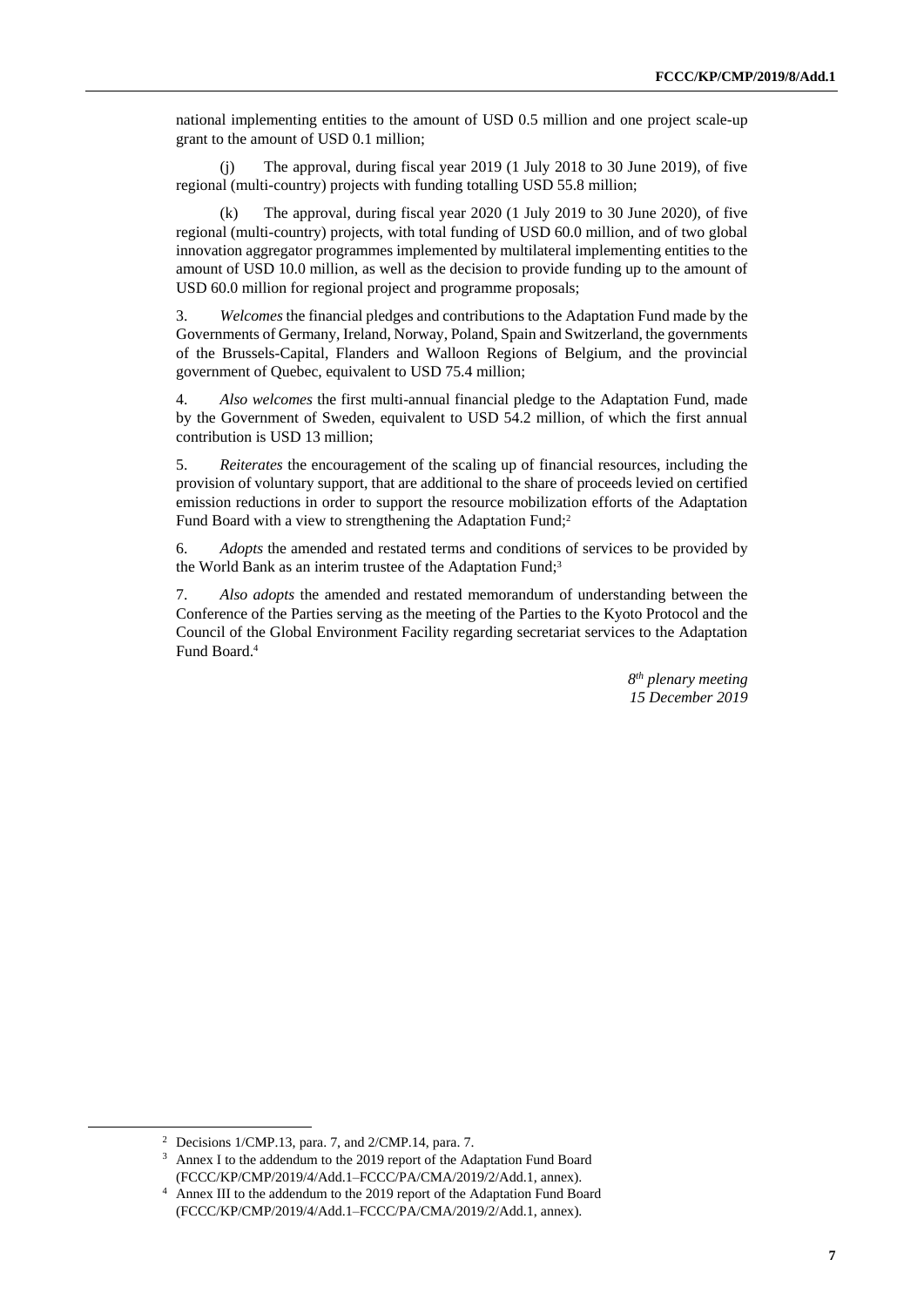national implementing entities to the amount of USD 0.5 million and one project scale-up grant to the amount of USD 0.1 million;

(j) The approval, during fiscal year 2019 (1 July 2018 to 30 June 2019), of five regional (multi-country) projects with funding totalling USD 55.8 million;

(k) The approval, during fiscal year 2020 (1 July 2019 to 30 June 2020), of five regional (multi-country) projects, with total funding of USD 60.0 million, and of two global innovation aggregator programmes implemented by multilateral implementing entities to the amount of USD 10.0 million, as well as the decision to provide funding up to the amount of USD 60.0 million for regional project and programme proposals;

3. *Welcomes* the financial pledges and contributions to the Adaptation Fund made by the Governments of Germany, Ireland, Norway, Poland, Spain and Switzerland, the governments of the Brussels-Capital, Flanders and Walloon Regions of Belgium, and the provincial government of Quebec, equivalent to USD 75.4 million;

4. *Also welcomes* the first multi-annual financial pledge to the Adaptation Fund, made by the Government of Sweden, equivalent to USD 54.2 million, of which the first annual contribution is USD 13 million;

5. *Reiterates* the encouragement of the scaling up of financial resources, including the provision of voluntary support, that are additional to the share of proceeds levied on certified emission reductions in order to support the resource mobilization efforts of the Adaptation Fund Board with a view to strengthening the Adaptation Fund;[2]

6. *Adopts* the amended and restated terms and conditions of services to be provided by the World Bank as an interim trustee of the Adaptation Fund;[3]

7. *Also adopts* the amended and restated memorandum of understanding between the Conference of the Parties serving as the meeting of the Parties to the Kyoto Protocol and the Council of the Global Environment Facility regarding secretariat services to the Adaptation Fund Board.[4]

*8th plenary meeting*
*15 December 2019*

---

[2] Decisions 1/CMP.13, para. 7, and 2/CMP.14, para. 7.

[3] Annex I to the addendum to the 2019 report of the Adaptation Fund Board (FCCC/KP/CMP/2019/4/Add.1–FCCC/PA/CMA/2019/2/Add.1, annex).

[4] Annex III to the addendum to the 2019 report of the Adaptation Fund Board (FCCC/KP/CMP/2019/4/Add.1–FCCC/PA/CMA/2019/2/Add.1, annex).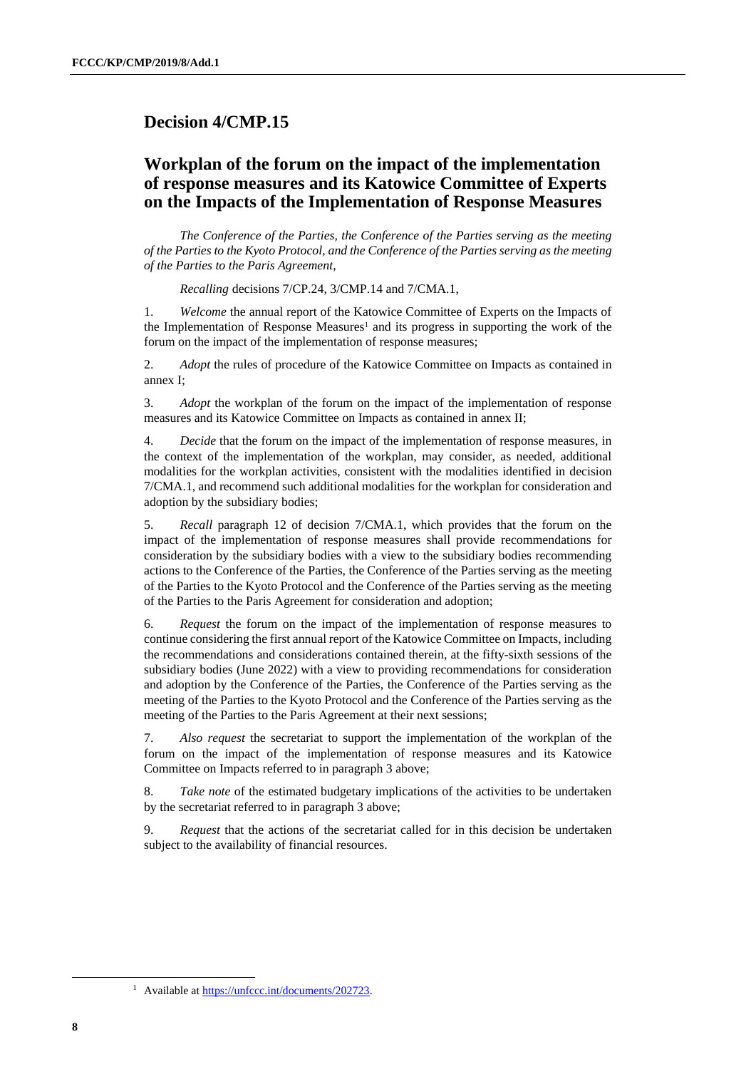## Decision 4/CMP.15

## Workplan of the forum on the impact of the implementation of response measures and its Katowice Committee of Experts on the Impacts of the Implementation of Response Measures

*The Conference of the Parties, the Conference of the Parties serving as the meeting of the Parties to the Kyoto Protocol, and the Conference of the Parties serving as the meeting of the Parties to the Paris Agreement*,

*Recalling* decisions 7/CP.24, 3/CMP.14 and 7/CMA.1,

1. *Welcome* the annual report of the Katowice Committee of Experts on the Impacts of the Implementation of Response Measures[1] and its progress in supporting the work of the forum on the impact of the implementation of response measures;

2. *Adopt* the rules of procedure of the Katowice Committee on Impacts as contained in annex I;

3. *Adopt* the workplan of the forum on the impact of the implementation of response measures and its Katowice Committee on Impacts as contained in annex II;

4. *Decide* that the forum on the impact of the implementation of response measures, in the context of the implementation of the workplan, may consider, as needed, additional modalities for the workplan activities, consistent with the modalities identified in decision 7/CMA.1, and recommend such additional modalities for the workplan for consideration and adoption by the subsidiary bodies;

5. *Recall* paragraph 12 of decision 7/CMA.1, which provides that the forum on the impact of the implementation of response measures shall provide recommendations for consideration by the subsidiary bodies with a view to the subsidiary bodies recommending actions to the Conference of the Parties, the Conference of the Parties serving as the meeting of the Parties to the Kyoto Protocol and the Conference of the Parties serving as the meeting of the Parties to the Paris Agreement for consideration and adoption;

6. *Request* the forum on the impact of the implementation of response measures to continue considering the first annual report of the Katowice Committee on Impacts, including the recommendations and considerations contained therein, at the fifty-sixth sessions of the subsidiary bodies (June 2022) with a view to providing recommendations for consideration and adoption by the Conference of the Parties, the Conference of the Parties serving as the meeting of the Parties to the Kyoto Protocol and the Conference of the Parties serving as the meeting of the Parties to the Paris Agreement at their next sessions;

7. *Also request* the secretariat to support the implementation of the workplan of the forum on the impact of the implementation of response measures and its Katowice Committee on Impacts referred to in paragraph 3 above;

8. *Take note* of the estimated budgetary implications of the activities to be undertaken by the secretariat referred to in paragraph 3 above;

9. *Request* that the actions of the secretariat called for in this decision be undertaken subject to the availability of financial resources.

[1] Available at https://unfccc.int/documents/202723.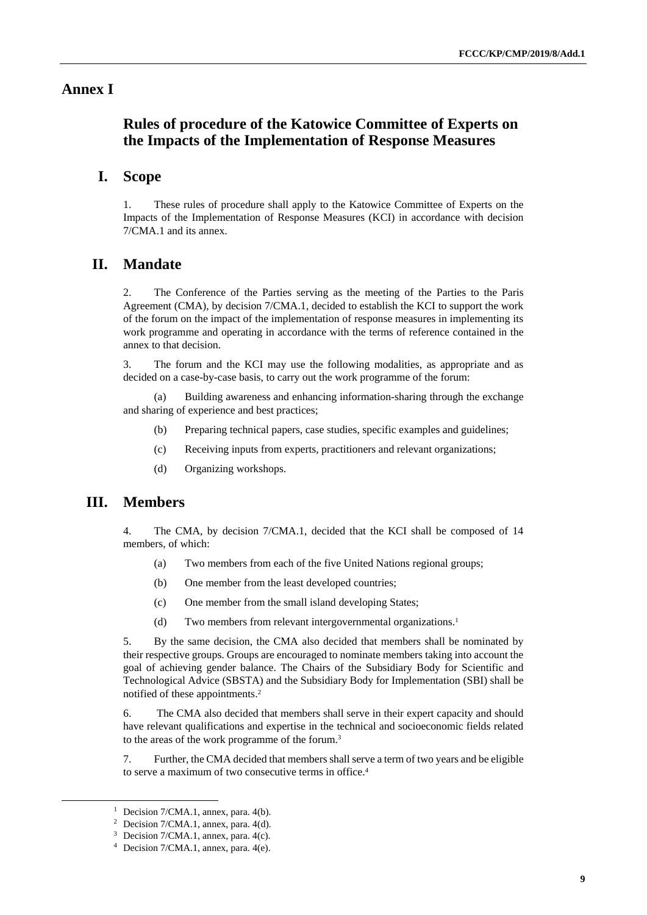# Annex I

## Rules of procedure of the Katowice Committee of Experts on the Impacts of the Implementation of Response Measures

### I. Scope

1. These rules of procedure shall apply to the Katowice Committee of Experts on the Impacts of the Implementation of Response Measures (KCI) in accordance with decision 7/CMA.1 and its annex.

### II. Mandate

2. The Conference of the Parties serving as the meeting of the Parties to the Paris Agreement (CMA), by decision 7/CMA.1, decided to establish the KCI to support the work of the forum on the impact of the implementation of response measures in implementing its work programme and operating in accordance with the terms of reference contained in the annex to that decision.

3. The forum and the KCI may use the following modalities, as appropriate and as decided on a case-by-case basis, to carry out the work programme of the forum:

(a) Building awareness and enhancing information-sharing through the exchange and sharing of experience and best practices;

(b) Preparing technical papers, case studies, specific examples and guidelines;

(c) Receiving inputs from experts, practitioners and relevant organizations;

(d) Organizing workshops.

### III. Members

4. The CMA, by decision 7/CMA.1, decided that the KCI shall be composed of 14 members, of which:

(a) Two members from each of the five United Nations regional groups;

(b) One member from the least developed countries;

(c) One member from the small island developing States;

(d) Two members from relevant intergovernmental organizations.[1]

5. By the same decision, the CMA also decided that members shall be nominated by their respective groups. Groups are encouraged to nominate members taking into account the goal of achieving gender balance. The Chairs of the Subsidiary Body for Scientific and Technological Advice (SBSTA) and the Subsidiary Body for Implementation (SBI) shall be notified of these appointments.[2]

6. The CMA also decided that members shall serve in their expert capacity and should have relevant qualifications and expertise in the technical and socioeconomic fields related to the areas of the work programme of the forum.[3]

7. Further, the CMA decided that members shall serve a term of two years and be eligible to serve a maximum of two consecutive terms in office.[4]

---

[1] Decision 7/CMA.1, annex, para. 4(b).

[2] Decision 7/CMA.1, annex, para. 4(d).

[3] Decision 7/CMA.1, annex, para. 4(c).

[4] Decision 7/CMA.1, annex, para. 4(e).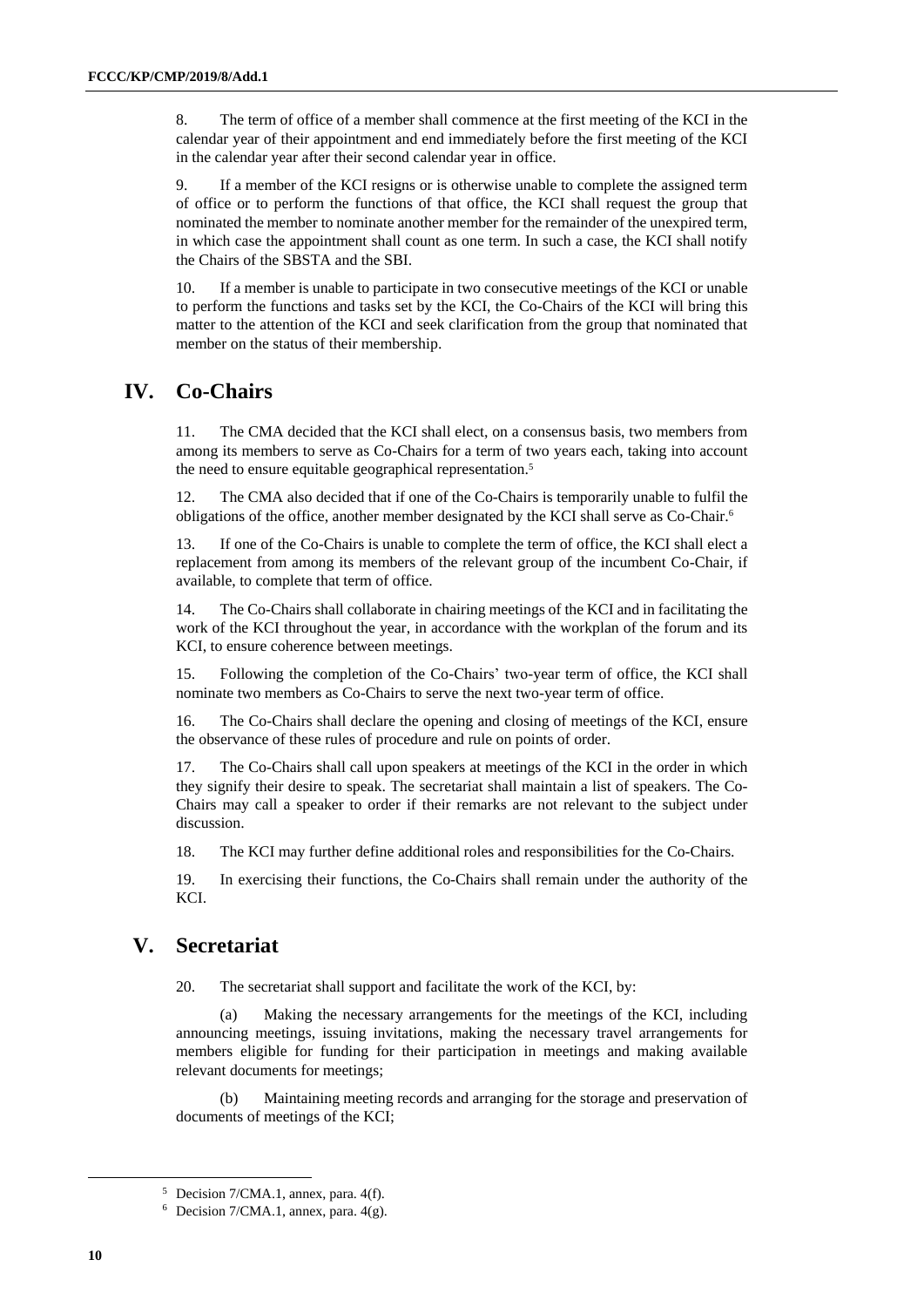8. The term of office of a member shall commence at the first meeting of the KCI in the calendar year of their appointment and end immediately before the first meeting of the KCI in the calendar year after their second calendar year in office.

9. If a member of the KCI resigns or is otherwise unable to complete the assigned term of office or to perform the functions of that office, the KCI shall request the group that nominated the member to nominate another member for the remainder of the unexpired term, in which case the appointment shall count as one term. In such a case, the KCI shall notify the Chairs of the SBSTA and the SBI.

10. If a member is unable to participate in two consecutive meetings of the KCI or unable to perform the functions and tasks set by the KCI, the Co-Chairs of the KCI will bring this matter to the attention of the KCI and seek clarification from the group that nominated that member on the status of their membership.

## IV. Co-Chairs

11. The CMA decided that the KCI shall elect, on a consensus basis, two members from among its members to serve as Co-Chairs for a term of two years each, taking into account the need to ensure equitable geographical representation.[5]

12. The CMA also decided that if one of the Co-Chairs is temporarily unable to fulfil the obligations of the office, another member designated by the KCI shall serve as Co-Chair.[6]

13. If one of the Co-Chairs is unable to complete the term of office, the KCI shall elect a replacement from among its members of the relevant group of the incumbent Co-Chair, if available, to complete that term of office.

14. The Co-Chairs shall collaborate in chairing meetings of the KCI and in facilitating the work of the KCI throughout the year, in accordance with the workplan of the forum and its KCI, to ensure coherence between meetings.

15. Following the completion of the Co-Chairs' two-year term of office, the KCI shall nominate two members as Co-Chairs to serve the next two-year term of office.

16. The Co-Chairs shall declare the opening and closing of meetings of the KCI, ensure the observance of these rules of procedure and rule on points of order.

17. The Co-Chairs shall call upon speakers at meetings of the KCI in the order in which they signify their desire to speak. The secretariat shall maintain a list of speakers. The Co-Chairs may call a speaker to order if their remarks are not relevant to the subject under discussion.

18. The KCI may further define additional roles and responsibilities for the Co-Chairs.

19. In exercising their functions, the Co-Chairs shall remain under the authority of the KCI.

## V. Secretariat

20. The secretariat shall support and facilitate the work of the KCI, by:

(a) Making the necessary arrangements for the meetings of the KCI, including announcing meetings, issuing invitations, making the necessary travel arrangements for members eligible for funding for their participation in meetings and making available relevant documents for meetings;

(b) Maintaining meeting records and arranging for the storage and preservation of documents of meetings of the KCI;

[5] Decision 7/CMA.1, annex, para. 4(f).

[6] Decision 7/CMA.1, annex, para. 4(g).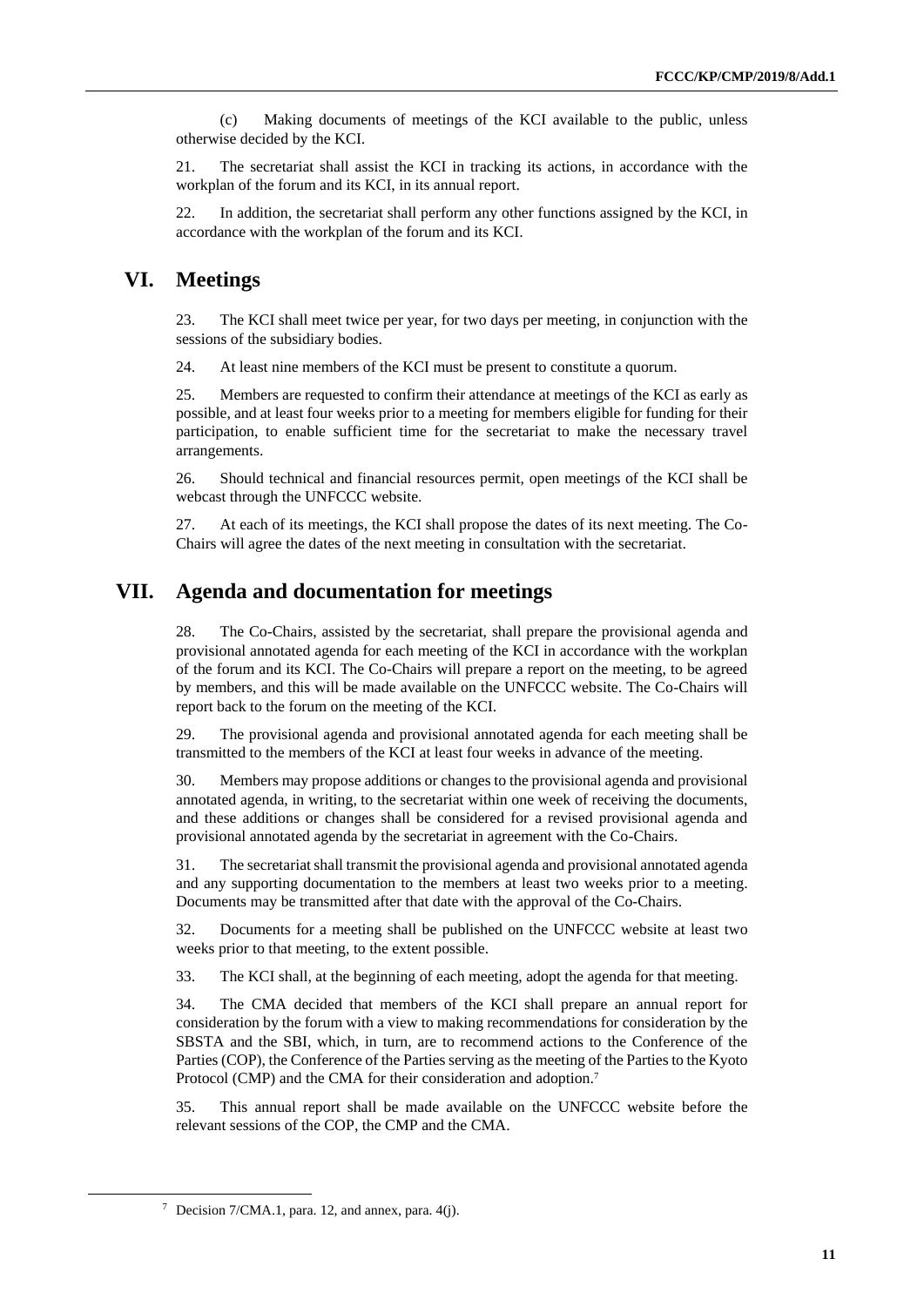(c) Making documents of meetings of the KCI available to the public, unless otherwise decided by the KCI.

21. The secretariat shall assist the KCI in tracking its actions, in accordance with the workplan of the forum and its KCI, in its annual report.

22. In addition, the secretariat shall perform any other functions assigned by the KCI, in accordance with the workplan of the forum and its KCI.

## VI. Meetings

23. The KCI shall meet twice per year, for two days per meeting, in conjunction with the sessions of the subsidiary bodies.

24. At least nine members of the KCI must be present to constitute a quorum.

25. Members are requested to confirm their attendance at meetings of the KCI as early as possible, and at least four weeks prior to a meeting for members eligible for funding for their participation, to enable sufficient time for the secretariat to make the necessary travel arrangements.

26. Should technical and financial resources permit, open meetings of the KCI shall be webcast through the UNFCCC website.

27. At each of its meetings, the KCI shall propose the dates of its next meeting. The Co-Chairs will agree the dates of the next meeting in consultation with the secretariat.

## VII. Agenda and documentation for meetings

28. The Co-Chairs, assisted by the secretariat, shall prepare the provisional agenda and provisional annotated agenda for each meeting of the KCI in accordance with the workplan of the forum and its KCI. The Co-Chairs will prepare a report on the meeting, to be agreed by members, and this will be made available on the UNFCCC website. The Co-Chairs will report back to the forum on the meeting of the KCI.

29. The provisional agenda and provisional annotated agenda for each meeting shall be transmitted to the members of the KCI at least four weeks in advance of the meeting.

30. Members may propose additions or changes to the provisional agenda and provisional annotated agenda, in writing, to the secretariat within one week of receiving the documents, and these additions or changes shall be considered for a revised provisional agenda and provisional annotated agenda by the secretariat in agreement with the Co-Chairs.

31. The secretariat shall transmit the provisional agenda and provisional annotated agenda and any supporting documentation to the members at least two weeks prior to a meeting. Documents may be transmitted after that date with the approval of the Co-Chairs.

32. Documents for a meeting shall be published on the UNFCCC website at least two weeks prior to that meeting, to the extent possible.

33. The KCI shall, at the beginning of each meeting, adopt the agenda for that meeting.

34. The CMA decided that members of the KCI shall prepare an annual report for consideration by the forum with a view to making recommendations for consideration by the SBSTA and the SBI, which, in turn, are to recommend actions to the Conference of the Parties (COP), the Conference of the Parties serving as the meeting of the Parties to the Kyoto Protocol (CMP) and the CMA for their consideration and adoption.[7]

35. This annual report shall be made available on the UNFCCC website before the relevant sessions of the COP, the CMP and the CMA.

[7] Decision 7/CMA.1, para. 12, and annex, para. 4(j).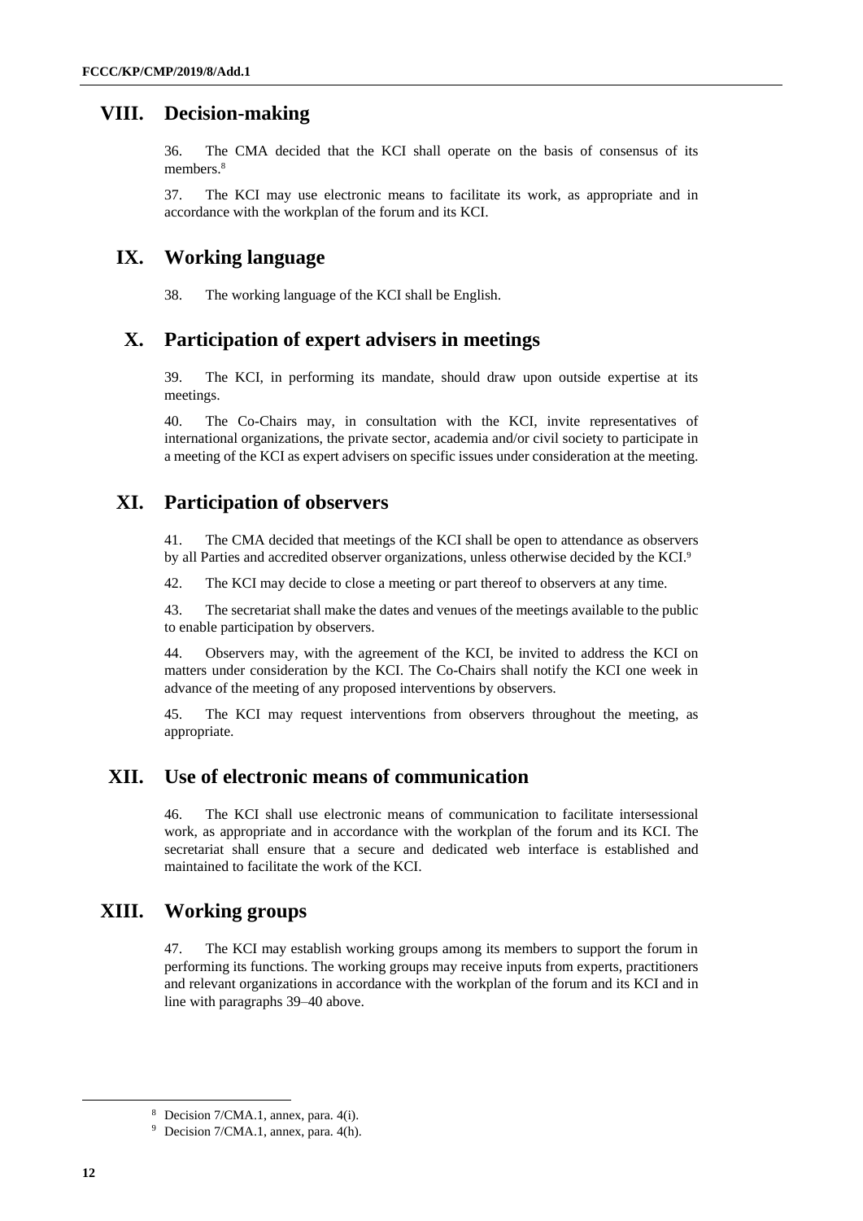## VIII. Decision-making

36. The CMA decided that the KCI shall operate on the basis of consensus of its members.[8]

37. The KCI may use electronic means to facilitate its work, as appropriate and in accordance with the workplan of the forum and its KCI.

## IX. Working language

38. The working language of the KCI shall be English.

## X. Participation of expert advisers in meetings

39. The KCI, in performing its mandate, should draw upon outside expertise at its meetings.

40. The Co-Chairs may, in consultation with the KCI, invite representatives of international organizations, the private sector, academia and/or civil society to participate in a meeting of the KCI as expert advisers on specific issues under consideration at the meeting.

## XI. Participation of observers

41. The CMA decided that meetings of the KCI shall be open to attendance as observers by all Parties and accredited observer organizations, unless otherwise decided by the KCI.[9]

42. The KCI may decide to close a meeting or part thereof to observers at any time.

43. The secretariat shall make the dates and venues of the meetings available to the public to enable participation by observers.

44. Observers may, with the agreement of the KCI, be invited to address the KCI on matters under consideration by the KCI. The Co-Chairs shall notify the KCI one week in advance of the meeting of any proposed interventions by observers.

45. The KCI may request interventions from observers throughout the meeting, as appropriate.

## XII. Use of electronic means of communication

46. The KCI shall use electronic means of communication to facilitate intersessional work, as appropriate and in accordance with the workplan of the forum and its KCI. The secretariat shall ensure that a secure and dedicated web interface is established and maintained to facilitate the work of the KCI.

## XIII. Working groups

47. The KCI may establish working groups among its members to support the forum in performing its functions. The working groups may receive inputs from experts, practitioners and relevant organizations in accordance with the workplan of the forum and its KCI and in line with paragraphs 39–40 above.

---

[8] Decision 7/CMA.1, annex, para. 4(i).

[9] Decision 7/CMA.1, annex, para. 4(h).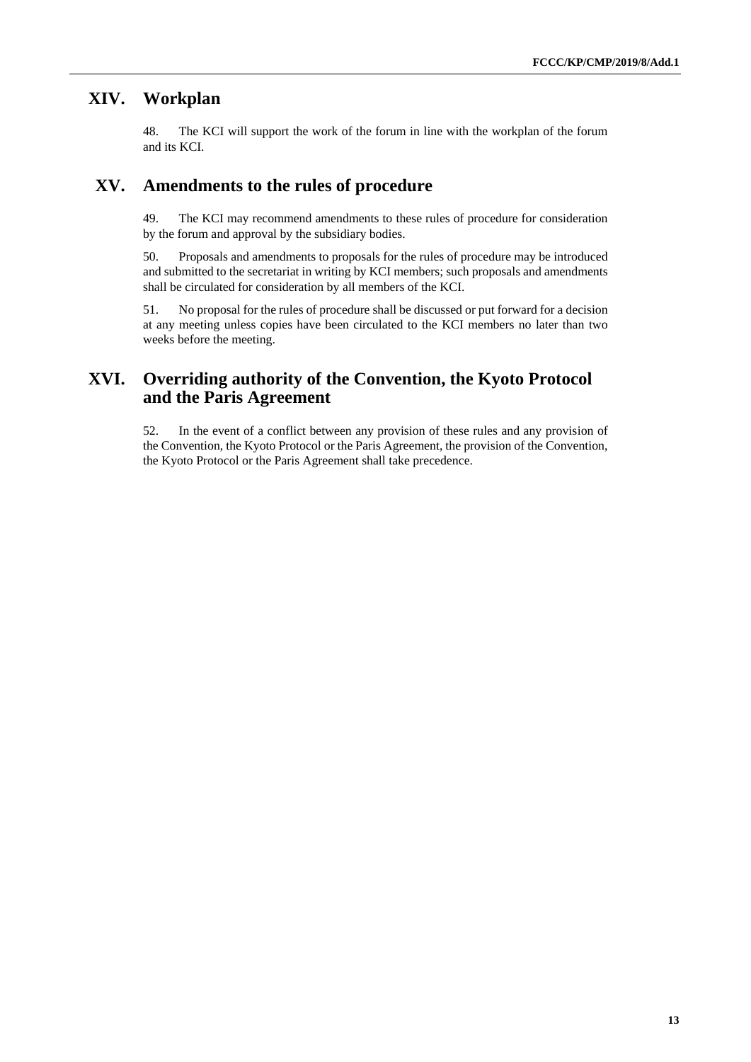## XIV. Workplan

48. The KCI will support the work of the forum in line with the workplan of the forum and its KCI.

## XV. Amendments to the rules of procedure

49. The KCI may recommend amendments to these rules of procedure for consideration by the forum and approval by the subsidiary bodies.

50. Proposals and amendments to proposals for the rules of procedure may be introduced and submitted to the secretariat in writing by KCI members; such proposals and amendments shall be circulated for consideration by all members of the KCI.

51. No proposal for the rules of procedure shall be discussed or put forward for a decision at any meeting unless copies have been circulated to the KCI members no later than two weeks before the meeting.

## XVI. Overriding authority of the Convention, the Kyoto Protocol and the Paris Agreement

52. In the event of a conflict between any provision of these rules and any provision of the Convention, the Kyoto Protocol or the Paris Agreement, the provision of the Convention, the Kyoto Protocol or the Paris Agreement shall take precedence.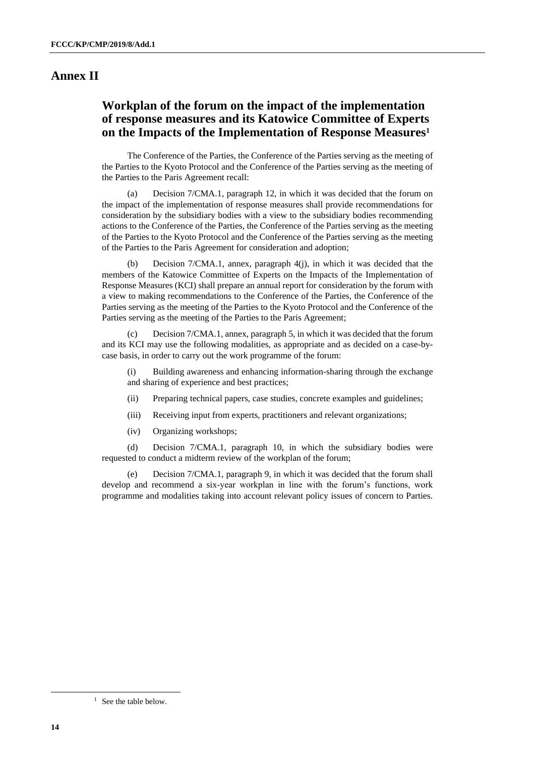# Annex II

## Workplan of the forum on the impact of the implementation of response measures and its Katowice Committee of Experts on the Impacts of the Implementation of Response Measures[1]

The Conference of the Parties, the Conference of the Parties serving as the meeting of the Parties to the Kyoto Protocol and the Conference of the Parties serving as the meeting of the Parties to the Paris Agreement recall:

(a) Decision 7/CMA.1, paragraph 12, in which it was decided that the forum on the impact of the implementation of response measures shall provide recommendations for consideration by the subsidiary bodies with a view to the subsidiary bodies recommending actions to the Conference of the Parties, the Conference of the Parties serving as the meeting of the Parties to the Kyoto Protocol and the Conference of the Parties serving as the meeting of the Parties to the Paris Agreement for consideration and adoption;

(b) Decision 7/CMA.1, annex, paragraph 4(j), in which it was decided that the members of the Katowice Committee of Experts on the Impacts of the Implementation of Response Measures (KCI) shall prepare an annual report for consideration by the forum with a view to making recommendations to the Conference of the Parties, the Conference of the Parties serving as the meeting of the Parties to the Kyoto Protocol and the Conference of the Parties serving as the meeting of the Parties to the Paris Agreement;

(c) Decision 7/CMA.1, annex, paragraph 5, in which it was decided that the forum and its KCI may use the following modalities, as appropriate and as decided on a case-by-case basis, in order to carry out the work programme of the forum:

(i) Building awareness and enhancing information-sharing through the exchange and sharing of experience and best practices;

(ii) Preparing technical papers, case studies, concrete examples and guidelines;

(iii) Receiving input from experts, practitioners and relevant organizations;

(iv) Organizing workshops;

(d) Decision 7/CMA.1, paragraph 10, in which the subsidiary bodies were requested to conduct a midterm review of the workplan of the forum;

(e) Decision 7/CMA.1, paragraph 9, in which it was decided that the forum shall develop and recommend a six-year workplan in line with the forum's functions, work programme and modalities taking into account relevant policy issues of concern to Parties.

[1] See the table below.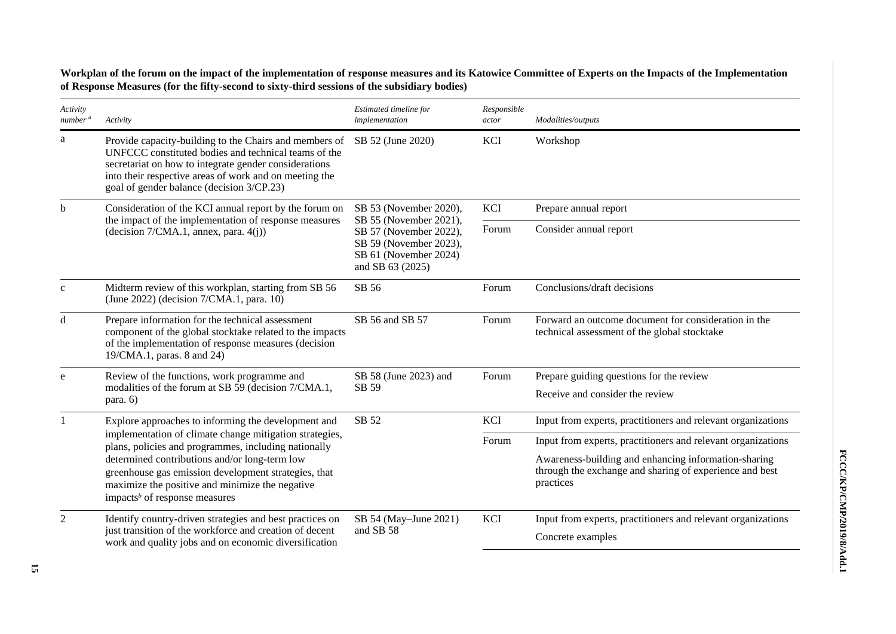**Workplan of the forum on the impact of the implementation of response measures and its Katowice Committee of Experts on the Impacts of the Implementation of Response Measures (for the fifty-second to sixty-third sessions of the subsidiary bodies)**

| *Activity number* [a] | *Activity* | *Estimated timeline for implementation* | *Responsible actor* | *Modalities/outputs* |
|---|---|---|---|---|
| a | Provide capacity-building to the Chairs and members of UNFCCC constituted bodies and technical teams of the secretariat on how to integrate gender considerations into their respective areas of work and on meeting the goal of gender balance (decision 3/CP.23) | SB 52 (June 2020) | KCI | Workshop |
| b | Consideration of the KCI annual report by the forum on the impact of the implementation of response measures (decision 7/CMA.1, annex, para. 4(j)) | SB 53 (November 2020), SB 55 (November 2021), SB 57 (November 2022), SB 59 (November 2023), SB 61 (November 2024) and SB 63 (2025) | KCI | Prepare annual report |
| | | | Forum | Consider annual report |
| c | Midterm review of this workplan, starting from SB 56 (June 2022) (decision 7/CMA.1, para. 10) | SB 56 | Forum | Conclusions/draft decisions |
| d | Prepare information for the technical assessment component of the global stocktake related to the impacts of the implementation of response measures (decision 19/CMA.1, paras. 8 and 24) | SB 56 and SB 57 | Forum | Forward an outcome document for consideration in the technical assessment of the global stocktake |
| e | Review of the functions, work programme and modalities of the forum at SB 59 (decision 7/CMA.1, para. 6) | SB 58 (June 2023) and SB 59 | Forum | Prepare guiding questions for the review<br>Receive and consider the review |
| 1 | Explore approaches to informing the development and implementation of climate change mitigation strategies, plans, policies and programmes, including nationally determined contributions and/or long-term low greenhouse gas emission development strategies, that maximize the positive and minimize the negative impacts[b] of response measures | SB 52 | KCI | Input from experts, practitioners and relevant organizations |
| | | | Forum | Input from experts, practitioners and relevant organizations<br>Awareness-building and enhancing information-sharing through the exchange and sharing of experience and best practices |
| 2 | Identify country-driven strategies and best practices on just transition of the workforce and creation of decent work and quality jobs and on economic diversification | SB 54 (May–June 2021) and SB 58 | KCI | Input from experts, practitioners and relevant organizations<br>Concrete examples |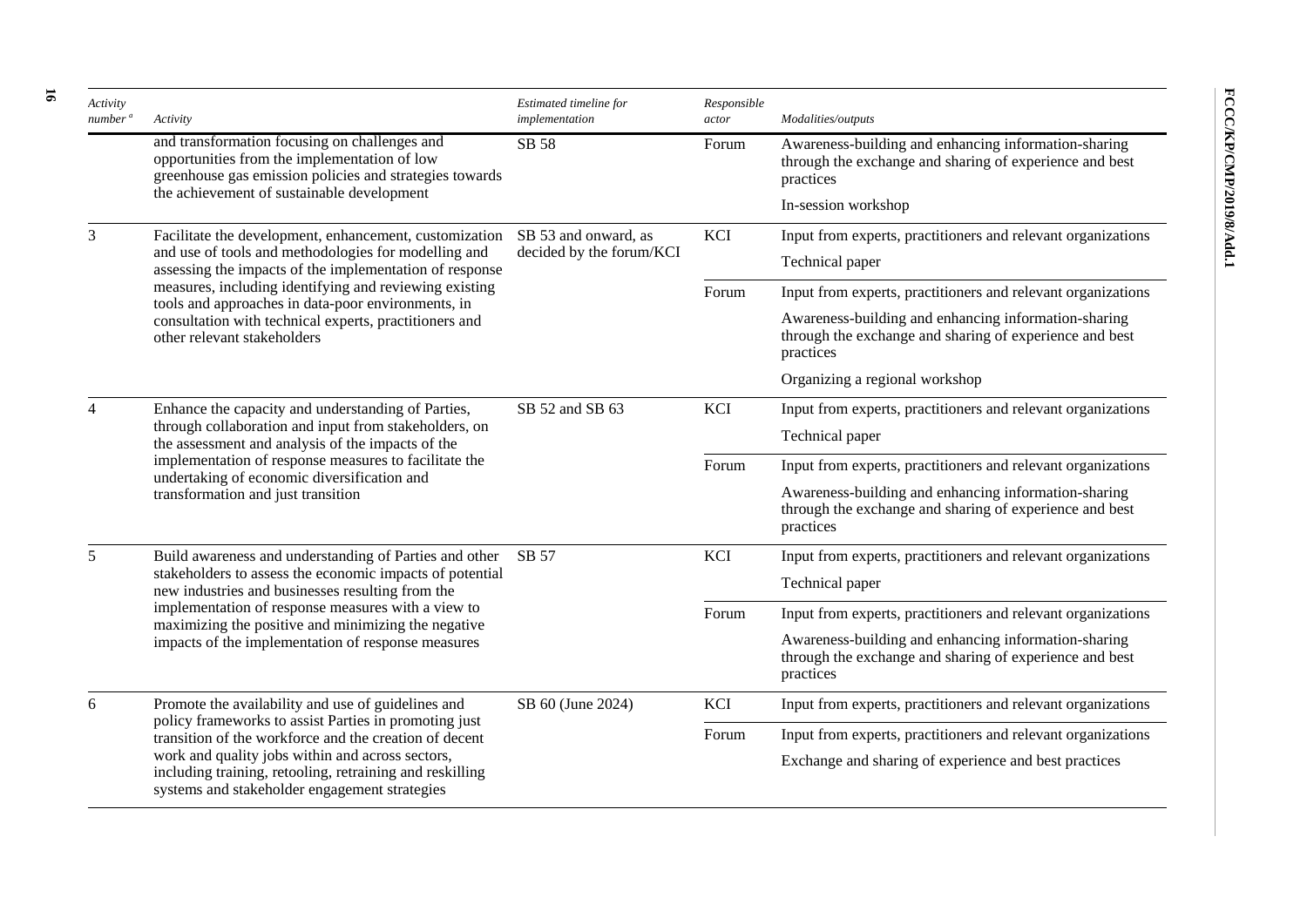| Activity number [a] | Activity | Estimated timeline for implementation | Responsible actor | Modalities/outputs |
| --- | --- | --- | --- | --- |
| | and transformation focusing on challenges and opportunities from the implementation of low greenhouse gas emission policies and strategies towards the achievement of sustainable development | SB 58 | Forum | Awareness-building and enhancing information-sharing through the exchange and sharing of experience and best practices |
| | | | | In-session workshop |
| 3 | Facilitate the development, enhancement, customization and use of tools and methodologies for modelling and assessing the impacts of the implementation of response measures, including identifying and reviewing existing tools and approaches in data-poor environments, in consultation with technical experts, practitioners and other relevant stakeholders | SB 53 and onward, as decided by the forum/KCI | KCI | Input from experts, practitioners and relevant organizations |
| | | | | Technical paper |
| | | | Forum | Input from experts, practitioners and relevant organizations |
| | | | | Awareness-building and enhancing information-sharing through the exchange and sharing of experience and best practices |
| | | | | Organizing a regional workshop |
| 4 | Enhance the capacity and understanding of Parties, through collaboration and input from stakeholders, on the assessment and analysis of the impacts of the implementation of response measures to facilitate the undertaking of economic diversification and transformation and just transition | SB 52 and SB 63 | KCI | Input from experts, practitioners and relevant organizations |
| | | | | Technical paper |
| | | | Forum | Input from experts, practitioners and relevant organizations |
| | | | | Awareness-building and enhancing information-sharing through the exchange and sharing of experience and best practices |
| 5 | Build awareness and understanding of Parties and other stakeholders to assess the economic impacts of potential new industries and businesses resulting from the implementation of response measures with a view to maximizing the positive and minimizing the negative impacts of the implementation of response measures | SB 57 | KCI | Input from experts, practitioners and relevant organizations |
| | | | | Technical paper |
| | | | Forum | Input from experts, practitioners and relevant organizations |
| | | | | Awareness-building and enhancing information-sharing through the exchange and sharing of experience and best practices |
| 6 | Promote the availability and use of guidelines and policy frameworks to assist Parties in promoting just transition of the workforce and the creation of decent work and quality jobs within and across sectors, including training, retooling, retraining and reskilling systems and stakeholder engagement strategies | SB 60 (June 2024) | KCI | Input from experts, practitioners and relevant organizations |
| | | | Forum | Input from experts, practitioners and relevant organizations |
| | | | | Exchange and sharing of experience and best practices |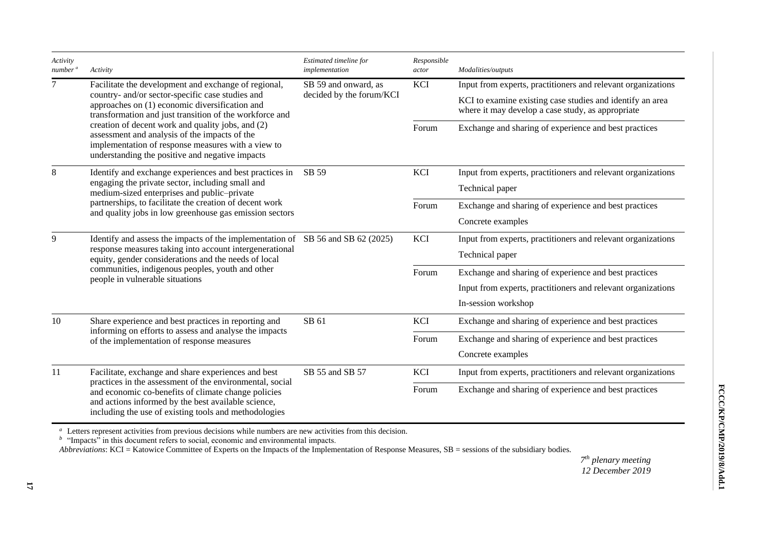| *Activity number [a]* | *Activity* | *Estimated timeline for implementation* | *Responsible actor* | *Modalities/outputs* |
|---|---|---|---|---|
| 7 | Facilitate the development and exchange of regional, country- and/or sector-specific case studies and approaches on (1) economic diversification and transformation and just transition of the workforce and creation of decent work and quality jobs, and (2) assessment and analysis of the impacts of the implementation of response measures with a view to understanding the positive and negative impacts | SB 59 and onward, as decided by the forum/KCI | KCI | Input from experts, practitioners and relevant organizations<br>KCI to examine existing case studies and identify an area where it may develop a case study, as appropriate |
| | | | Forum | Exchange and sharing of experience and best practices |
| 8 | Identify and exchange experiences and best practices in engaging the private sector, including small and medium-sized enterprises and public–private partnerships, to facilitate the creation of decent work and quality jobs in low greenhouse gas emission sectors | SB 59 | KCI | Input from experts, practitioners and relevant organizations<br>Technical paper |
| | | | Forum | Exchange and sharing of experience and best practices<br>Concrete examples |
| 9 | Identify and assess the impacts of the implementation of response measures taking into account intergenerational equity, gender considerations and the needs of local communities, indigenous peoples, youth and other people in vulnerable situations | SB 56 and SB 62 (2025) | KCI | Input from experts, practitioners and relevant organizations<br>Technical paper |
| | | | Forum | Exchange and sharing of experience and best practices<br>Input from experts, practitioners and relevant organizations<br>In-session workshop |
| 10 | Share experience and best practices in reporting and informing on efforts to assess and analyse the impacts of the implementation of response measures | SB 61 | KCI | Exchange and sharing of experience and best practices |
| | | | Forum | Exchange and sharing of experience and best practices<br>Concrete examples |
| 11 | Facilitate, exchange and share experiences and best practices in the assessment of the environmental, social and economic co-benefits of climate change policies and actions informed by the best available science, including the use of existing tools and methodologies | SB 55 and SB 57 | KCI | Input from experts, practitioners and relevant organizations |
| | | | Forum | Exchange and sharing of experience and best practices |

[a] Letters represent activities from previous decisions while numbers are new activities from this decision.

[b] "Impacts" in this document refers to social, economic and environmental impacts.

*Abbreviations*: KCI = Katowice Committee of Experts on the Impacts of the Implementation of Response Measures, SB = sessions of the subsidiary bodies.

*7th plenary meeting*
*12 December 2019*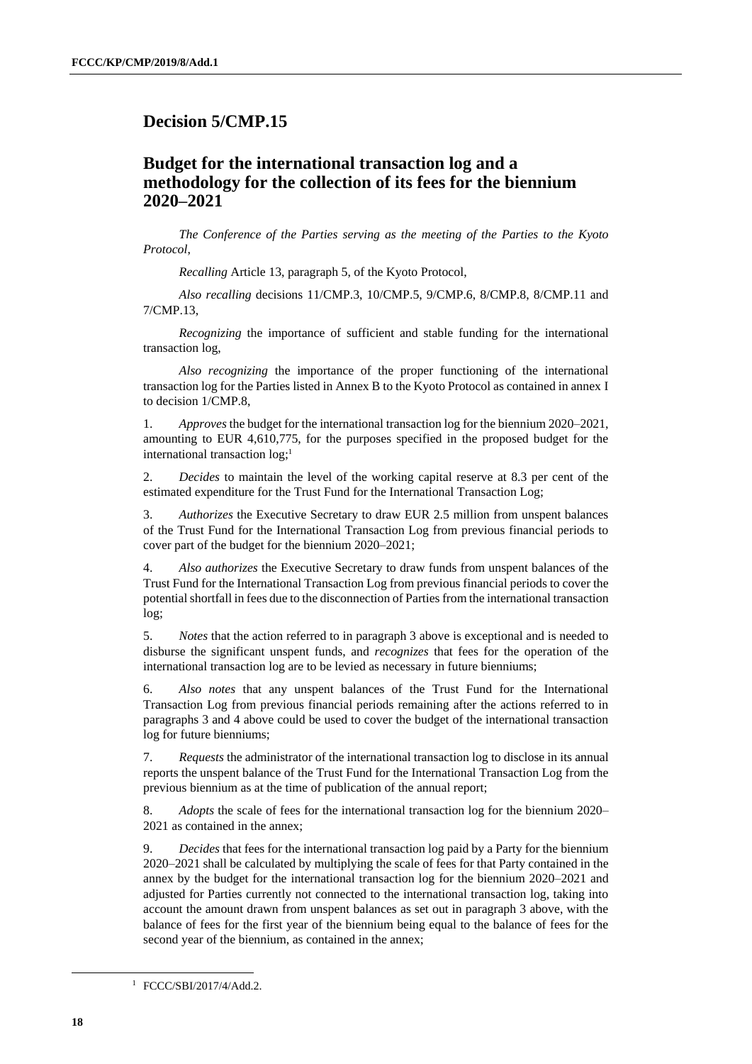# Decision 5/CMP.15

## Budget for the international transaction log and a methodology for the collection of its fees for the biennium 2020–2021

*The Conference of the Parties serving as the meeting of the Parties to the Kyoto Protocol,*

*Recalling* Article 13, paragraph 5, of the Kyoto Protocol,

*Also recalling* decisions 11/CMP.3, 10/CMP.5, 9/CMP.6, 8/CMP.8, 8/CMP.11 and 7/CMP.13,

*Recognizing* the importance of sufficient and stable funding for the international transaction log,

*Also recognizing* the importance of the proper functioning of the international transaction log for the Parties listed in Annex B to the Kyoto Protocol as contained in annex I to decision 1/CMP.8,

1. *Approves* the budget for the international transaction log for the biennium 2020–2021, amounting to EUR 4,610,775, for the purposes specified in the proposed budget for the international transaction log;[1]

2. *Decides* to maintain the level of the working capital reserve at 8.3 per cent of the estimated expenditure for the Trust Fund for the International Transaction Log;

3. *Authorizes* the Executive Secretary to draw EUR 2.5 million from unspent balances of the Trust Fund for the International Transaction Log from previous financial periods to cover part of the budget for the biennium 2020–2021;

4. *Also authorizes* the Executive Secretary to draw funds from unspent balances of the Trust Fund for the International Transaction Log from previous financial periods to cover the potential shortfall in fees due to the disconnection of Parties from the international transaction log;

5. *Notes* that the action referred to in paragraph 3 above is exceptional and is needed to disburse the significant unspent funds, and *recognizes* that fees for the operation of the international transaction log are to be levied as necessary in future bienniums;

6. *Also notes* that any unspent balances of the Trust Fund for the International Transaction Log from previous financial periods remaining after the actions referred to in paragraphs 3 and 4 above could be used to cover the budget of the international transaction log for future bienniums;

7. *Requests* the administrator of the international transaction log to disclose in its annual reports the unspent balance of the Trust Fund for the International Transaction Log from the previous biennium as at the time of publication of the annual report;

8. *Adopts* the scale of fees for the international transaction log for the biennium 2020–2021 as contained in the annex;

9. *Decides* that fees for the international transaction log paid by a Party for the biennium 2020–2021 shall be calculated by multiplying the scale of fees for that Party contained in the annex by the budget for the international transaction log for the biennium 2020–2021 and adjusted for Parties currently not connected to the international transaction log, taking into account the amount drawn from unspent balances as set out in paragraph 3 above, with the balance of fees for the first year of the biennium being equal to the balance of fees for the second year of the biennium, as contained in the annex;

[1] FCCC/SBI/2017/4/Add.2.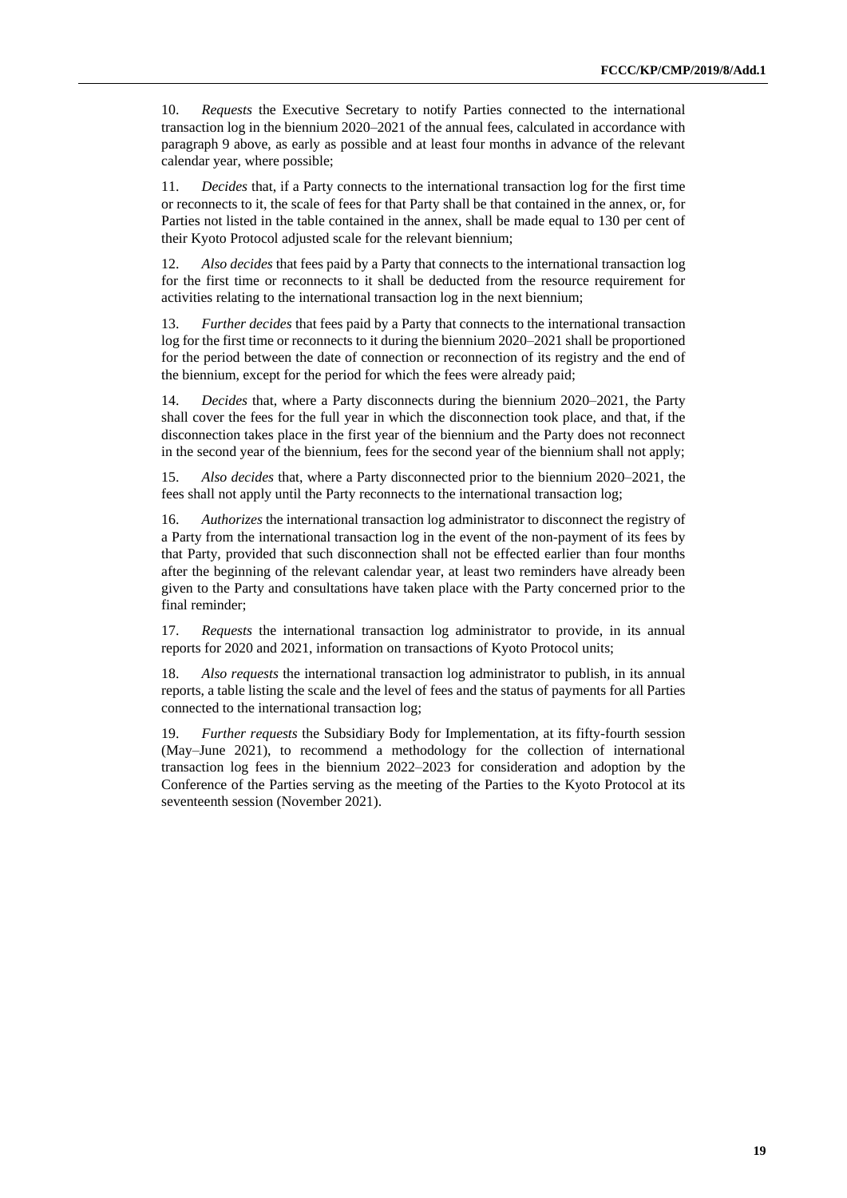10. *Requests* the Executive Secretary to notify Parties connected to the international transaction log in the biennium 2020–2021 of the annual fees, calculated in accordance with paragraph 9 above, as early as possible and at least four months in advance of the relevant calendar year, where possible;

11. *Decides* that, if a Party connects to the international transaction log for the first time or reconnects to it, the scale of fees for that Party shall be that contained in the annex, or, for Parties not listed in the table contained in the annex, shall be made equal to 130 per cent of their Kyoto Protocol adjusted scale for the relevant biennium;

12. *Also decides* that fees paid by a Party that connects to the international transaction log for the first time or reconnects to it shall be deducted from the resource requirement for activities relating to the international transaction log in the next biennium;

13. *Further decides* that fees paid by a Party that connects to the international transaction log for the first time or reconnects to it during the biennium 2020–2021 shall be proportioned for the period between the date of connection or reconnection of its registry and the end of the biennium, except for the period for which the fees were already paid;

14. *Decides* that, where a Party disconnects during the biennium 2020–2021, the Party shall cover the fees for the full year in which the disconnection took place, and that, if the disconnection takes place in the first year of the biennium and the Party does not reconnect in the second year of the biennium, fees for the second year of the biennium shall not apply;

15. *Also decides* that, where a Party disconnected prior to the biennium 2020–2021, the fees shall not apply until the Party reconnects to the international transaction log;

16. *Authorizes* the international transaction log administrator to disconnect the registry of a Party from the international transaction log in the event of the non-payment of its fees by that Party, provided that such disconnection shall not be effected earlier than four months after the beginning of the relevant calendar year, at least two reminders have already been given to the Party and consultations have taken place with the Party concerned prior to the final reminder;

17. *Requests* the international transaction log administrator to provide, in its annual reports for 2020 and 2021, information on transactions of Kyoto Protocol units;

18. *Also requests* the international transaction log administrator to publish, in its annual reports, a table listing the scale and the level of fees and the status of payments for all Parties connected to the international transaction log;

19. *Further requests* the Subsidiary Body for Implementation, at its fifty-fourth session (May–June 2021), to recommend a methodology for the collection of international transaction log fees in the biennium 2022–2023 for consideration and adoption by the Conference of the Parties serving as the meeting of the Parties to the Kyoto Protocol at its seventeenth session (November 2021).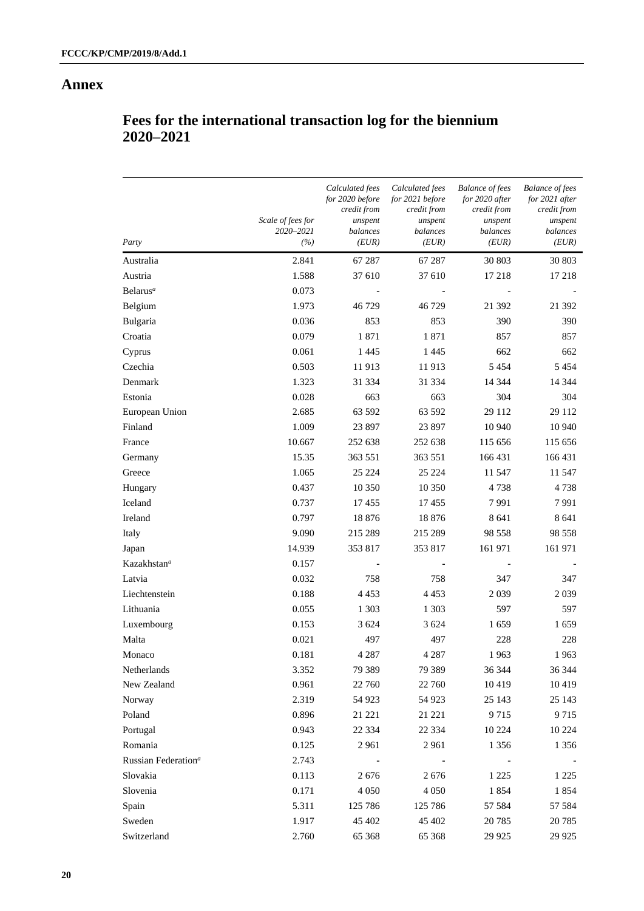# Annex

## Fees for the international transaction log for the biennium 2020–2021

| Party | Scale of fees for 2020–2021 (%) | Calculated fees for 2020 before credit from unspent balances (EUR) | Calculated fees for 2021 before credit from unspent balances (EUR) | Balance of fees for 2020 after credit from unspent balances (EUR) | Balance of fees for 2021 after credit from unspent balances (EUR) |
|---|---|---|---|---|---|
| Australia | 2.841 | 67 287 | 67 287 | 30 803 | 30 803 |
| Austria | 1.588 | 37 610 | 37 610 | 17 218 | 17 218 |
| Belarus[a] | 0.073 | - | - | - | - |
| Belgium | 1.973 | 46 729 | 46 729 | 21 392 | 21 392 |
| Bulgaria | 0.036 | 853 | 853 | 390 | 390 |
| Croatia | 0.079 | 1 871 | 1 871 | 857 | 857 |
| Cyprus | 0.061 | 1 445 | 1 445 | 662 | 662 |
| Czechia | 0.503 | 11 913 | 11 913 | 5 454 | 5 454 |
| Denmark | 1.323 | 31 334 | 31 334 | 14 344 | 14 344 |
| Estonia | 0.028 | 663 | 663 | 304 | 304 |
| European Union | 2.685 | 63 592 | 63 592 | 29 112 | 29 112 |
| Finland | 1.009 | 23 897 | 23 897 | 10 940 | 10 940 |
| France | 10.667 | 252 638 | 252 638 | 115 656 | 115 656 |
| Germany | 15.35 | 363 551 | 363 551 | 166 431 | 166 431 |
| Greece | 1.065 | 25 224 | 25 224 | 11 547 | 11 547 |
| Hungary | 0.437 | 10 350 | 10 350 | 4 738 | 4 738 |
| Iceland | 0.737 | 17 455 | 17 455 | 7 991 | 7 991 |
| Ireland | 0.797 | 18 876 | 18 876 | 8 641 | 8 641 |
| Italy | 9.090 | 215 289 | 215 289 | 98 558 | 98 558 |
| Japan | 14.939 | 353 817 | 353 817 | 161 971 | 161 971 |
| Kazakhstan[a] | 0.157 | - | - | - | - |
| Latvia | 0.032 | 758 | 758 | 347 | 347 |
| Liechtenstein | 0.188 | 4 453 | 4 453 | 2 039 | 2 039 |
| Lithuania | 0.055 | 1 303 | 1 303 | 597 | 597 |
| Luxembourg | 0.153 | 3 624 | 3 624 | 1 659 | 1 659 |
| Malta | 0.021 | 497 | 497 | 228 | 228 |
| Monaco | 0.181 | 4 287 | 4 287 | 1 963 | 1 963 |
| Netherlands | 3.352 | 79 389 | 79 389 | 36 344 | 36 344 |
| New Zealand | 0.961 | 22 760 | 22 760 | 10 419 | 10 419 |
| Norway | 2.319 | 54 923 | 54 923 | 25 143 | 25 143 |
| Poland | 0.896 | 21 221 | 21 221 | 9 715 | 9 715 |
| Portugal | 0.943 | 22 334 | 22 334 | 10 224 | 10 224 |
| Romania | 0.125 | 2 961 | 2 961 | 1 356 | 1 356 |
| Russian Federation[a] | 2.743 | - | - | - | - |
| Slovakia | 0.113 | 2 676 | 2 676 | 1 225 | 1 225 |
| Slovenia | 0.171 | 4 050 | 4 050 | 1 854 | 1 854 |
| Spain | 5.311 | 125 786 | 125 786 | 57 584 | 57 584 |
| Sweden | 1.917 | 45 402 | 45 402 | 20 785 | 20 785 |
| Switzerland | 2.760 | 65 368 | 65 368 | 29 925 | 29 925 |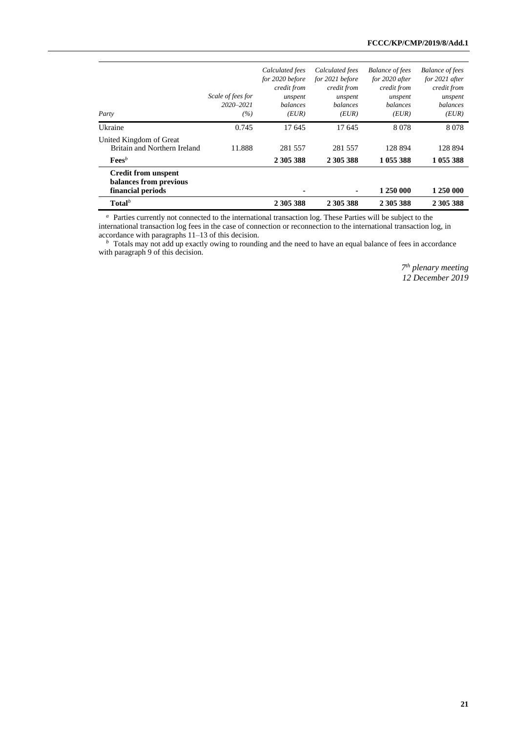| Party | *Scale of fees for 2020–2021 (%)* | *Calculated fees for 2020 before credit from unspent balances (EUR)* | *Calculated fees for 2021 before credit from unspent balances (EUR)* | *Balance of fees for 2020 after credit from unspent balances (EUR)* | *Balance of fees for 2021 after credit from unspent balances (EUR)* |
|---|---|---|---|---|---|
| Ukraine | 0.745 | 17 645 | 17 645 | 8 078 | 8 078 |
| United Kingdom of Great Britain and Northern Ireland | 11.888 | 281 557 | 281 557 | 128 894 | 128 894 |
| **Fees**[b] | | **2 305 388** | **2 305 388** | **1 055 388** | **1 055 388** |
| **Credit from unspent balances from previous financial periods** | | **-** | **-** | **1 250 000** | **1 250 000** |
| **Total**[b] | | **2 305 388** | **2 305 388** | **2 305 388** | **2 305 388** |

[a] Parties currently not connected to the international transaction log. These Parties will be subject to the international transaction log fees in the case of connection or reconnection to the international transaction log, in accordance with paragraphs 11–13 of this decision.

[b] Totals may not add up exactly owing to rounding and the need to have an equal balance of fees in accordance with paragraph 9 of this decision.

*7th plenary meeting*
*12 December 2019*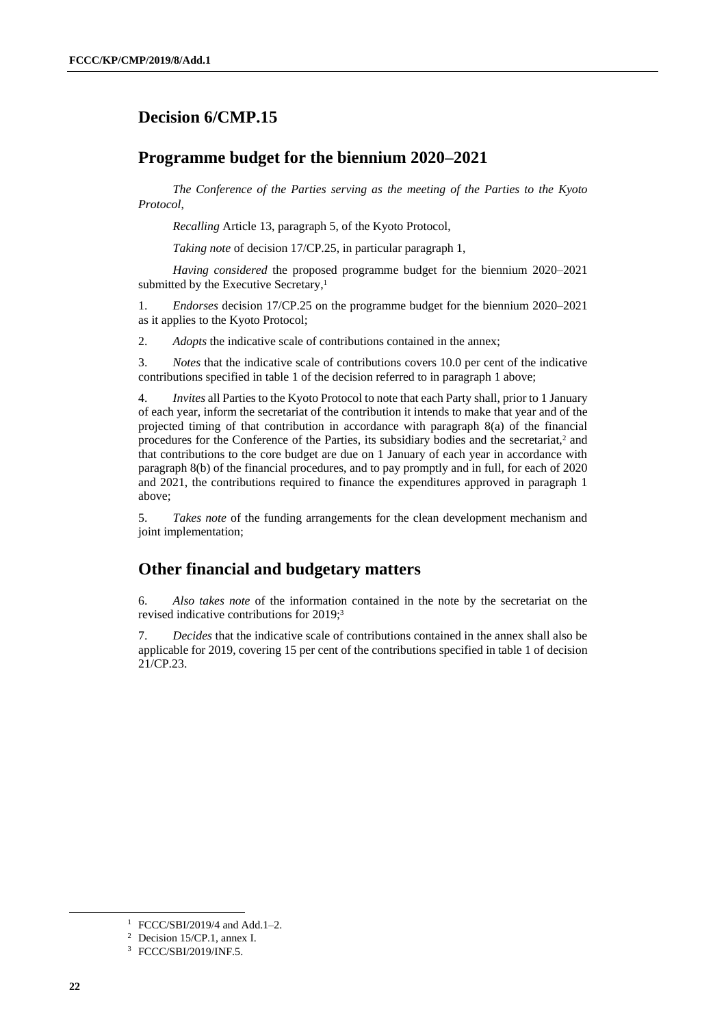## Decision 6/CMP.15

## Programme budget for the biennium 2020–2021

*The Conference of the Parties serving as the meeting of the Parties to the Kyoto Protocol,*

*Recalling* Article 13, paragraph 5, of the Kyoto Protocol,

*Taking note* of decision 17/CP.25, in particular paragraph 1,

*Having considered* the proposed programme budget for the biennium 2020–2021 submitted by the Executive Secretary,[1]

1. *Endorses* decision 17/CP.25 on the programme budget for the biennium 2020–2021 as it applies to the Kyoto Protocol;

2. *Adopts* the indicative scale of contributions contained in the annex;

3. *Notes* that the indicative scale of contributions covers 10.0 per cent of the indicative contributions specified in table 1 of the decision referred to in paragraph 1 above;

4. *Invites* all Parties to the Kyoto Protocol to note that each Party shall, prior to 1 January of each year, inform the secretariat of the contribution it intends to make that year and of the projected timing of that contribution in accordance with paragraph 8(a) of the financial procedures for the Conference of the Parties, its subsidiary bodies and the secretariat,[2] and that contributions to the core budget are due on 1 January of each year in accordance with paragraph 8(b) of the financial procedures, and to pay promptly and in full, for each of 2020 and 2021, the contributions required to finance the expenditures approved in paragraph 1 above;

5. *Takes note* of the funding arrangements for the clean development mechanism and joint implementation;

## Other financial and budgetary matters

6. *Also takes note* of the information contained in the note by the secretariat on the revised indicative contributions for 2019;[3]

7. *Decides* that the indicative scale of contributions contained in the annex shall also be applicable for 2019, covering 15 per cent of the contributions specified in table 1 of decision 21/CP.23.

---

[1] FCCC/SBI/2019/4 and Add.1–2.

[2] Decision 15/CP.1, annex I.

[3] FCCC/SBI/2019/INF.5.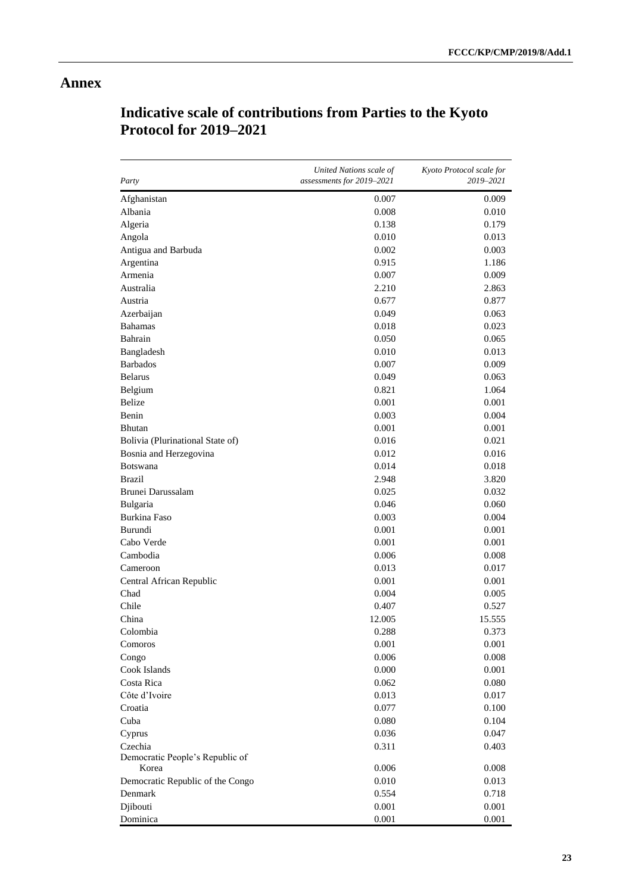# Annex

## Indicative scale of contributions from Parties to the Kyoto Protocol for 2019–2021

| *Party* | *United Nations scale of assessments for 2019–2021* | *Kyoto Protocol scale for 2019–2021* |
|---|---:|---:|
| Afghanistan | 0.007 | 0.009 |
| Albania | 0.008 | 0.010 |
| Algeria | 0.138 | 0.179 |
| Angola | 0.010 | 0.013 |
| Antigua and Barbuda | 0.002 | 0.003 |
| Argentina | 0.915 | 1.186 |
| Armenia | 0.007 | 0.009 |
| Australia | 2.210 | 2.863 |
| Austria | 0.677 | 0.877 |
| Azerbaijan | 0.049 | 0.063 |
| Bahamas | 0.018 | 0.023 |
| Bahrain | 0.050 | 0.065 |
| Bangladesh | 0.010 | 0.013 |
| Barbados | 0.007 | 0.009 |
| Belarus | 0.049 | 0.063 |
| Belgium | 0.821 | 1.064 |
| Belize | 0.001 | 0.001 |
| Benin | 0.003 | 0.004 |
| Bhutan | 0.001 | 0.001 |
| Bolivia (Plurinational State of) | 0.016 | 0.021 |
| Bosnia and Herzegovina | 0.012 | 0.016 |
| Botswana | 0.014 | 0.018 |
| Brazil | 2.948 | 3.820 |
| Brunei Darussalam | 0.025 | 0.032 |
| Bulgaria | 0.046 | 0.060 |
| Burkina Faso | 0.003 | 0.004 |
| Burundi | 0.001 | 0.001 |
| Cabo Verde | 0.001 | 0.001 |
| Cambodia | 0.006 | 0.008 |
| Cameroon | 0.013 | 0.017 |
| Central African Republic | 0.001 | 0.001 |
| Chad | 0.004 | 0.005 |
| Chile | 0.407 | 0.527 |
| China | 12.005 | 15.555 |
| Colombia | 0.288 | 0.373 |
| Comoros | 0.001 | 0.001 |
| Congo | 0.006 | 0.008 |
| Cook Islands | 0.000 | 0.001 |
| Costa Rica | 0.062 | 0.080 |
| Côte d'Ivoire | 0.013 | 0.017 |
| Croatia | 0.077 | 0.100 |
| Cuba | 0.080 | 0.104 |
| Cyprus | 0.036 | 0.047 |
| Czechia | 0.311 | 0.403 |
| Democratic People's Republic of Korea | 0.006 | 0.008 |
| Democratic Republic of the Congo | 0.010 | 0.013 |
| Denmark | 0.554 | 0.718 |
| Djibouti | 0.001 | 0.001 |
| Dominica | 0.001 | 0.001 |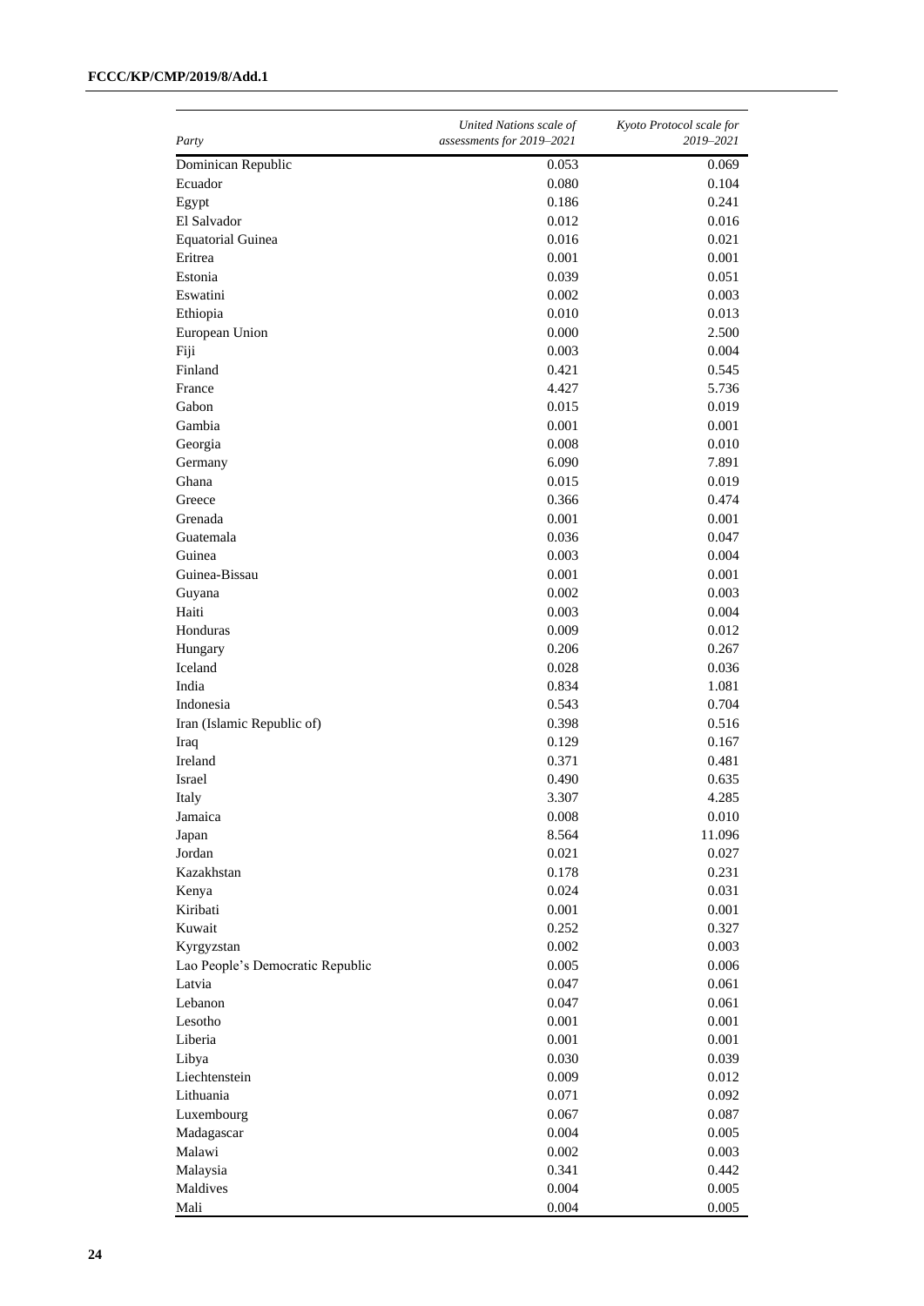| *Party* | *United Nations scale of assessments for 2019–2021* | *Kyoto Protocol scale for 2019–2021* |
|---|---|---|
| Dominican Republic | 0.053 | 0.069 |
| Ecuador | 0.080 | 0.104 |
| Egypt | 0.186 | 0.241 |
| El Salvador | 0.012 | 0.016 |
| Equatorial Guinea | 0.016 | 0.021 |
| Eritrea | 0.001 | 0.001 |
| Estonia | 0.039 | 0.051 |
| Eswatini | 0.002 | 0.003 |
| Ethiopia | 0.010 | 0.013 |
| European Union | 0.000 | 2.500 |
| Fiji | 0.003 | 0.004 |
| Finland | 0.421 | 0.545 |
| France | 4.427 | 5.736 |
| Gabon | 0.015 | 0.019 |
| Gambia | 0.001 | 0.001 |
| Georgia | 0.008 | 0.010 |
| Germany | 6.090 | 7.891 |
| Ghana | 0.015 | 0.019 |
| Greece | 0.366 | 0.474 |
| Grenada | 0.001 | 0.001 |
| Guatemala | 0.036 | 0.047 |
| Guinea | 0.003 | 0.004 |
| Guinea-Bissau | 0.001 | 0.001 |
| Guyana | 0.002 | 0.003 |
| Haiti | 0.003 | 0.004 |
| Honduras | 0.009 | 0.012 |
| Hungary | 0.206 | 0.267 |
| Iceland | 0.028 | 0.036 |
| India | 0.834 | 1.081 |
| Indonesia | 0.543 | 0.704 |
| Iran (Islamic Republic of) | 0.398 | 0.516 |
| Iraq | 0.129 | 0.167 |
| Ireland | 0.371 | 0.481 |
| Israel | 0.490 | 0.635 |
| Italy | 3.307 | 4.285 |
| Jamaica | 0.008 | 0.010 |
| Japan | 8.564 | 11.096 |
| Jordan | 0.021 | 0.027 |
| Kazakhstan | 0.178 | 0.231 |
| Kenya | 0.024 | 0.031 |
| Kiribati | 0.001 | 0.001 |
| Kuwait | 0.252 | 0.327 |
| Kyrgyzstan | 0.002 | 0.003 |
| Lao People's Democratic Republic | 0.005 | 0.006 |
| Latvia | 0.047 | 0.061 |
| Lebanon | 0.047 | 0.061 |
| Lesotho | 0.001 | 0.001 |
| Liberia | 0.001 | 0.001 |
| Libya | 0.030 | 0.039 |
| Liechtenstein | 0.009 | 0.012 |
| Lithuania | 0.071 | 0.092 |
| Luxembourg | 0.067 | 0.087 |
| Madagascar | 0.004 | 0.005 |
| Malawi | 0.002 | 0.003 |
| Malaysia | 0.341 | 0.442 |
| Maldives | 0.004 | 0.005 |
| Mali | 0.004 | 0.005 |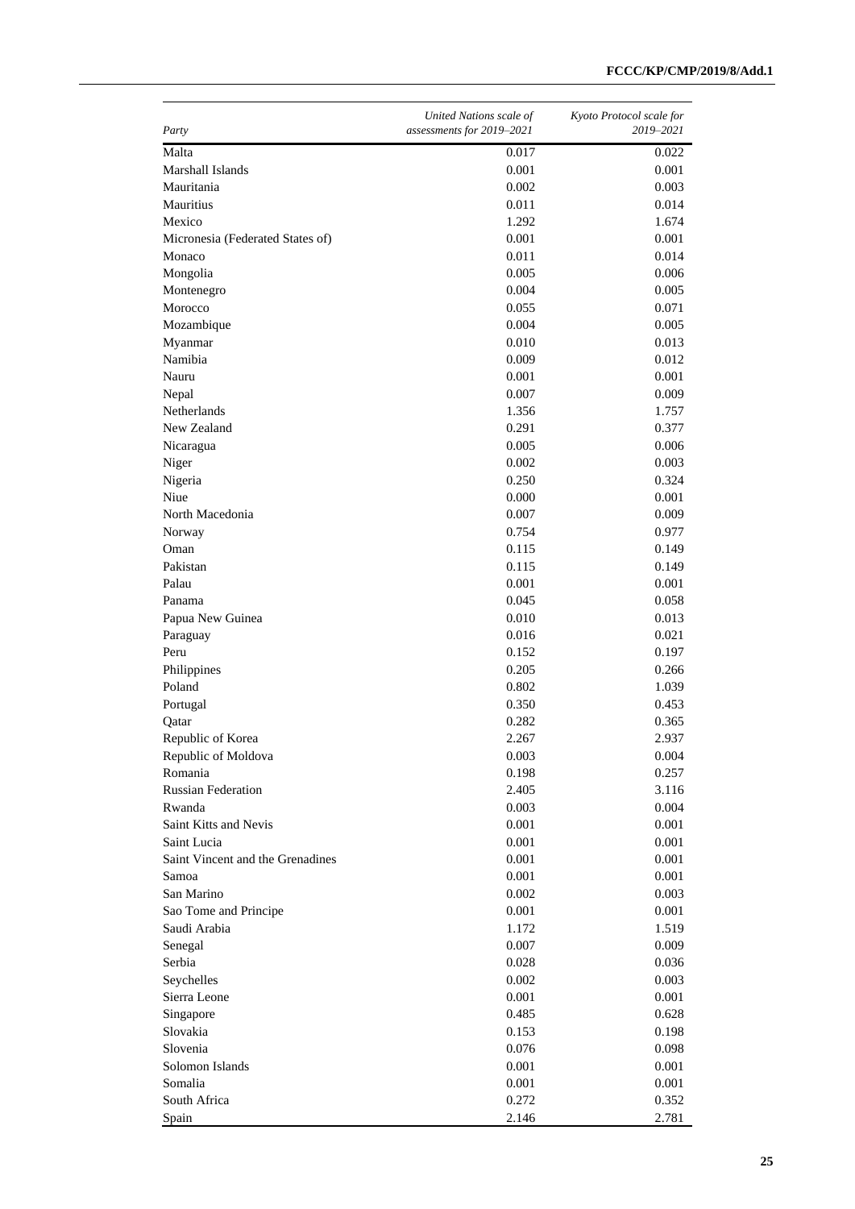| *Party* | *United Nations scale of assessments for 2019–2021* | *Kyoto Protocol scale for 2019–2021* |
|---|---|---|
| Malta | 0.017 | 0.022 |
| Marshall Islands | 0.001 | 0.001 |
| Mauritania | 0.002 | 0.003 |
| Mauritius | 0.011 | 0.014 |
| Mexico | 1.292 | 1.674 |
| Micronesia (Federated States of) | 0.001 | 0.001 |
| Monaco | 0.011 | 0.014 |
| Mongolia | 0.005 | 0.006 |
| Montenegro | 0.004 | 0.005 |
| Morocco | 0.055 | 0.071 |
| Mozambique | 0.004 | 0.005 |
| Myanmar | 0.010 | 0.013 |
| Namibia | 0.009 | 0.012 |
| Nauru | 0.001 | 0.001 |
| Nepal | 0.007 | 0.009 |
| Netherlands | 1.356 | 1.757 |
| New Zealand | 0.291 | 0.377 |
| Nicaragua | 0.005 | 0.006 |
| Niger | 0.002 | 0.003 |
| Nigeria | 0.250 | 0.324 |
| Niue | 0.000 | 0.001 |
| North Macedonia | 0.007 | 0.009 |
| Norway | 0.754 | 0.977 |
| Oman | 0.115 | 0.149 |
| Pakistan | 0.115 | 0.149 |
| Palau | 0.001 | 0.001 |
| Panama | 0.045 | 0.058 |
| Papua New Guinea | 0.010 | 0.013 |
| Paraguay | 0.016 | 0.021 |
| Peru | 0.152 | 0.197 |
| Philippines | 0.205 | 0.266 |
| Poland | 0.802 | 1.039 |
| Portugal | 0.350 | 0.453 |
| Qatar | 0.282 | 0.365 |
| Republic of Korea | 2.267 | 2.937 |
| Republic of Moldova | 0.003 | 0.004 |
| Romania | 0.198 | 0.257 |
| Russian Federation | 2.405 | 3.116 |
| Rwanda | 0.003 | 0.004 |
| Saint Kitts and Nevis | 0.001 | 0.001 |
| Saint Lucia | 0.001 | 0.001 |
| Saint Vincent and the Grenadines | 0.001 | 0.001 |
| Samoa | 0.001 | 0.001 |
| San Marino | 0.002 | 0.003 |
| Sao Tome and Principe | 0.001 | 0.001 |
| Saudi Arabia | 1.172 | 1.519 |
| Senegal | 0.007 | 0.009 |
| Serbia | 0.028 | 0.036 |
| Seychelles | 0.002 | 0.003 |
| Sierra Leone | 0.001 | 0.001 |
| Singapore | 0.485 | 0.628 |
| Slovakia | 0.153 | 0.198 |
| Slovenia | 0.076 | 0.098 |
| Solomon Islands | 0.001 | 0.001 |
| Somalia | 0.001 | 0.001 |
| South Africa | 0.272 | 0.352 |
| Spain | 2.146 | 2.781 |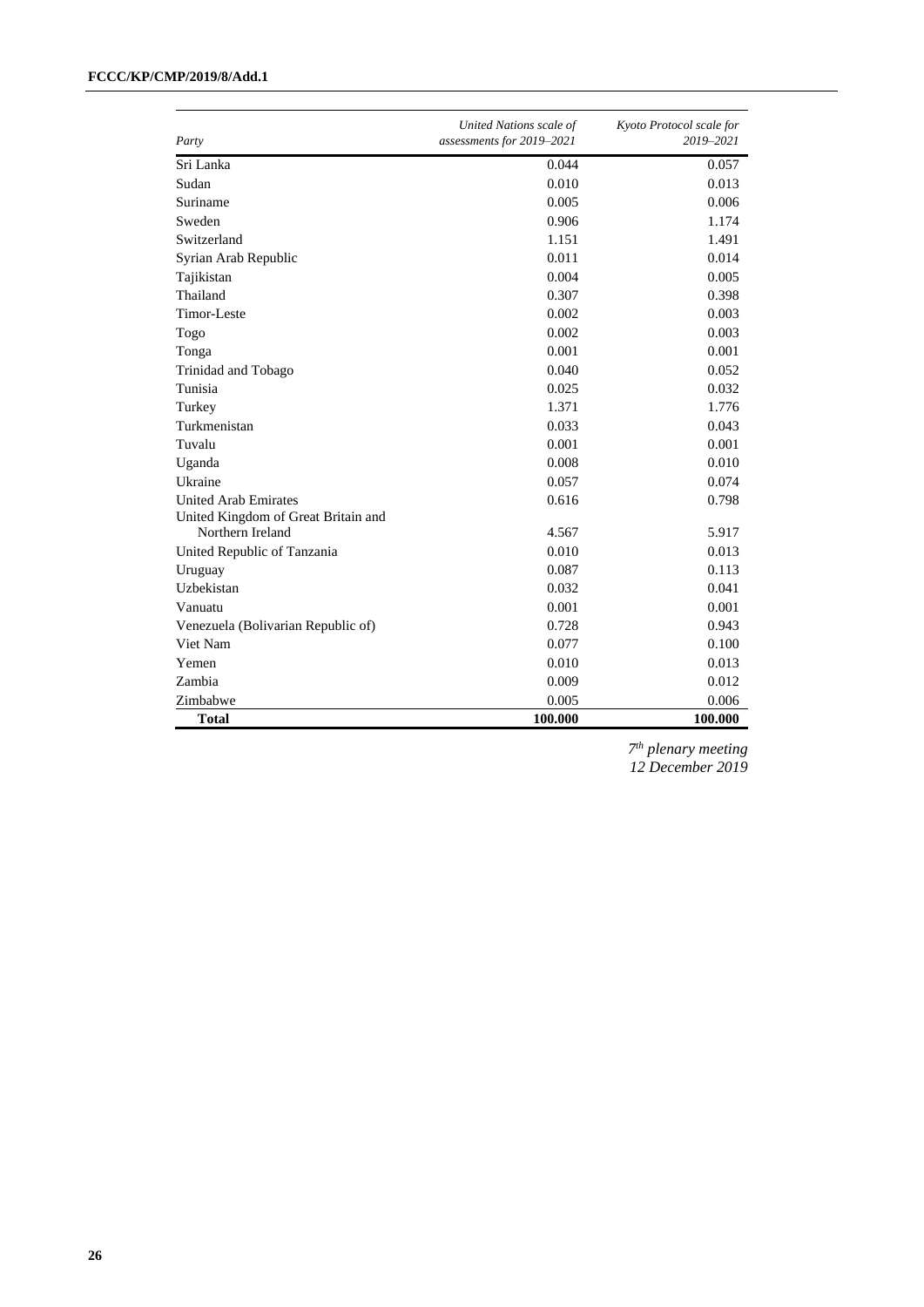| *Party* | *United Nations scale of assessments for 2019–2021* | *Kyoto Protocol scale for 2019–2021* |
|---|---|---|
| Sri Lanka | 0.044 | 0.057 |
| Sudan | 0.010 | 0.013 |
| Suriname | 0.005 | 0.006 |
| Sweden | 0.906 | 1.174 |
| Switzerland | 1.151 | 1.491 |
| Syrian Arab Republic | 0.011 | 0.014 |
| Tajikistan | 0.004 | 0.005 |
| Thailand | 0.307 | 0.398 |
| Timor-Leste | 0.002 | 0.003 |
| Togo | 0.002 | 0.003 |
| Tonga | 0.001 | 0.001 |
| Trinidad and Tobago | 0.040 | 0.052 |
| Tunisia | 0.025 | 0.032 |
| Turkey | 1.371 | 1.776 |
| Turkmenistan | 0.033 | 0.043 |
| Tuvalu | 0.001 | 0.001 |
| Uganda | 0.008 | 0.010 |
| Ukraine | 0.057 | 0.074 |
| United Arab Emirates | 0.616 | 0.798 |
| United Kingdom of Great Britain and Northern Ireland | 4.567 | 5.917 |
| United Republic of Tanzania | 0.010 | 0.013 |
| Uruguay | 0.087 | 0.113 |
| Uzbekistan | 0.032 | 0.041 |
| Vanuatu | 0.001 | 0.001 |
| Venezuela (Bolivarian Republic of) | 0.728 | 0.943 |
| Viet Nam | 0.077 | 0.100 |
| Yemen | 0.010 | 0.013 |
| Zambia | 0.009 | 0.012 |
| Zimbabwe | 0.005 | 0.006 |
| **Total** | **100.000** | **100.000** |

*7th plenary meeting*
*12 December 2019*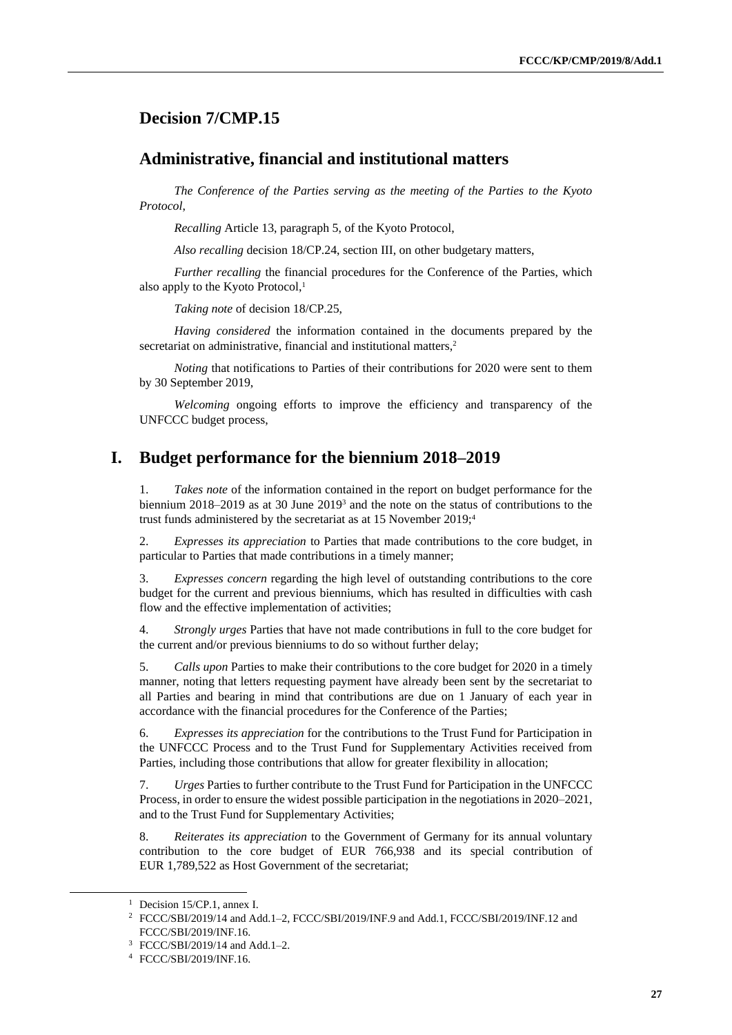# Decision 7/CMP.15

## Administrative, financial and institutional matters

*The Conference of the Parties serving as the meeting of the Parties to the Kyoto Protocol,*

*Recalling* Article 13, paragraph 5, of the Kyoto Protocol,

*Also recalling* decision 18/CP.24, section III, on other budgetary matters,

*Further recalling* the financial procedures for the Conference of the Parties, which also apply to the Kyoto Protocol,[1]

*Taking note* of decision 18/CP.25,

*Having considered* the information contained in the documents prepared by the secretariat on administrative, financial and institutional matters,[2]

*Noting* that notifications to Parties of their contributions for 2020 were sent to them by 30 September 2019,

*Welcoming* ongoing efforts to improve the efficiency and transparency of the UNFCCC budget process,

## I. Budget performance for the biennium 2018–2019

1. *Takes note* of the information contained in the report on budget performance for the biennium 2018–2019 as at 30 June 2019[3] and the note on the status of contributions to the trust funds administered by the secretariat as at 15 November 2019;[4]

2. *Expresses its appreciation* to Parties that made contributions to the core budget, in particular to Parties that made contributions in a timely manner;

3. *Expresses concern* regarding the high level of outstanding contributions to the core budget for the current and previous bienniums, which has resulted in difficulties with cash flow and the effective implementation of activities;

4. *Strongly urges* Parties that have not made contributions in full to the core budget for the current and/or previous bienniums to do so without further delay;

5. *Calls upon* Parties to make their contributions to the core budget for 2020 in a timely manner, noting that letters requesting payment have already been sent by the secretariat to all Parties and bearing in mind that contributions are due on 1 January of each year in accordance with the financial procedures for the Conference of the Parties;

6. *Expresses its appreciation* for the contributions to the Trust Fund for Participation in the UNFCCC Process and to the Trust Fund for Supplementary Activities received from Parties, including those contributions that allow for greater flexibility in allocation;

7. *Urges* Parties to further contribute to the Trust Fund for Participation in the UNFCCC Process, in order to ensure the widest possible participation in the negotiations in 2020–2021, and to the Trust Fund for Supplementary Activities;

8. *Reiterates its appreciation* to the Government of Germany for its annual voluntary contribution to the core budget of EUR 766,938 and its special contribution of EUR 1,789,522 as Host Government of the secretariat;

---

[1] Decision 15/CP.1, annex I.

[2] FCCC/SBI/2019/14 and Add.1–2, FCCC/SBI/2019/INF.9 and Add.1, FCCC/SBI/2019/INF.12 and FCCC/SBI/2019/INF.16.

[3] FCCC/SBI/2019/14 and Add.1–2.

[4] FCCC/SBI/2019/INF.16.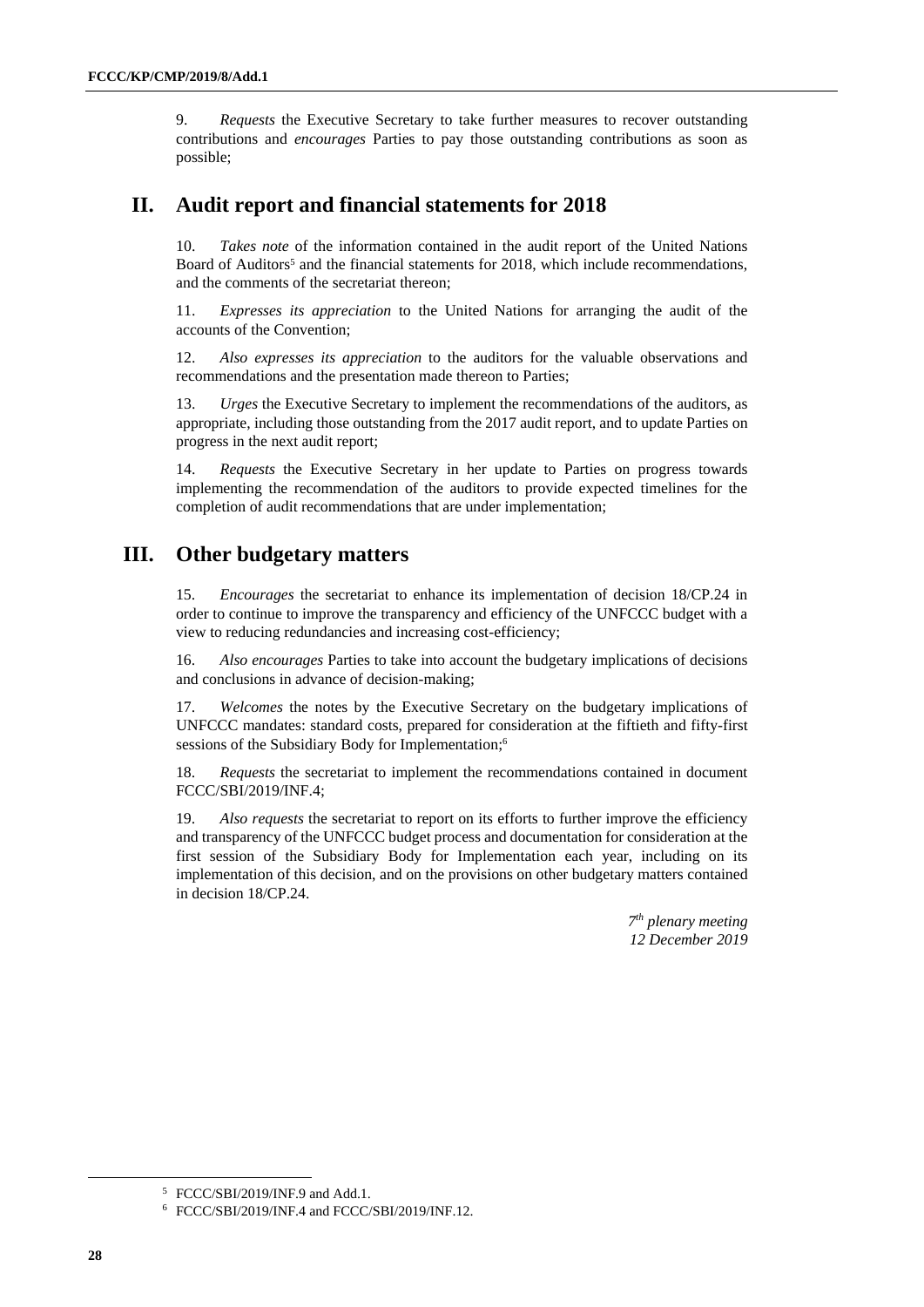9. *Requests* the Executive Secretary to take further measures to recover outstanding contributions and *encourages* Parties to pay those outstanding contributions as soon as possible;

## II. Audit report and financial statements for 2018

10. *Takes note* of the information contained in the audit report of the United Nations Board of Auditors[5] and the financial statements for 2018, which include recommendations, and the comments of the secretariat thereon;

11. *Expresses its appreciation* to the United Nations for arranging the audit of the accounts of the Convention;

12. *Also expresses its appreciation* to the auditors for the valuable observations and recommendations and the presentation made thereon to Parties;

13. *Urges* the Executive Secretary to implement the recommendations of the auditors, as appropriate, including those outstanding from the 2017 audit report, and to update Parties on progress in the next audit report;

14. *Requests* the Executive Secretary in her update to Parties on progress towards implementing the recommendation of the auditors to provide expected timelines for the completion of audit recommendations that are under implementation;

## III. Other budgetary matters

15. *Encourages* the secretariat to enhance its implementation of decision 18/CP.24 in order to continue to improve the transparency and efficiency of the UNFCCC budget with a view to reducing redundancies and increasing cost-efficiency;

16. *Also encourages* Parties to take into account the budgetary implications of decisions and conclusions in advance of decision-making;

17. *Welcomes* the notes by the Executive Secretary on the budgetary implications of UNFCCC mandates: standard costs, prepared for consideration at the fiftieth and fifty-first sessions of the Subsidiary Body for Implementation;[6]

18. *Requests* the secretariat to implement the recommendations contained in document FCCC/SBI/2019/INF.4;

19. *Also requests* the secretariat to report on its efforts to further improve the efficiency and transparency of the UNFCCC budget process and documentation for consideration at the first session of the Subsidiary Body for Implementation each year, including on its implementation of this decision, and on the provisions on other budgetary matters contained in decision 18/CP.24.

*7th plenary meeting*
*12 December 2019*

---

[5] FCCC/SBI/2019/INF.9 and Add.1.

[6] FCCC/SBI/2019/INF.4 and FCCC/SBI/2019/INF.12.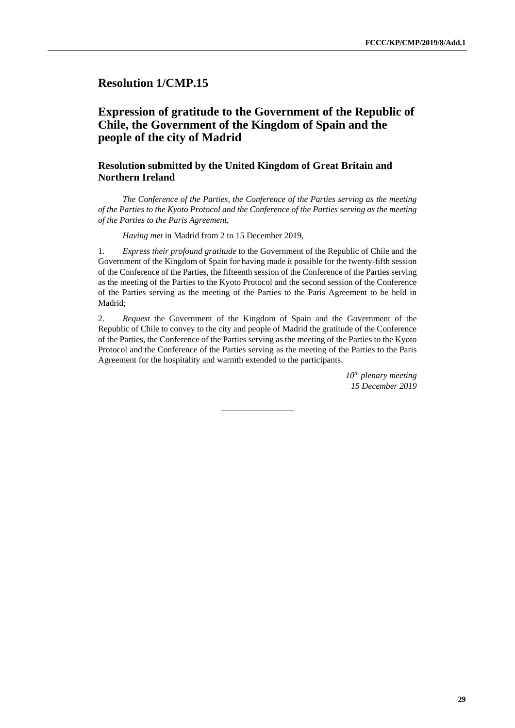## Resolution 1/CMP.15

## Expression of gratitude to the Government of the Republic of Chile, the Government of the Kingdom of Spain and the people of the city of Madrid

### Resolution submitted by the United Kingdom of Great Britain and Northern Ireland

*The Conference of the Parties, the Conference of the Parties serving as the meeting of the Parties to the Kyoto Protocol and the Conference of the Parties serving as the meeting of the Parties to the Paris Agreement*,

*Having met* in Madrid from 2 to 15 December 2019,

1. *Express their profound gratitude* to the Government of the Republic of Chile and the Government of the Kingdom of Spain for having made it possible for the twenty-fifth session of the Conference of the Parties, the fifteenth session of the Conference of the Parties serving as the meeting of the Parties to the Kyoto Protocol and the second session of the Conference of the Parties serving as the meeting of the Parties to the Paris Agreement to be held in Madrid;

2. *Request* the Government of the Kingdom of Spain and the Government of the Republic of Chile to convey to the city and people of Madrid the gratitude of the Conference of the Parties, the Conference of the Parties serving as the meeting of the Parties to the Kyoto Protocol and the Conference of the Parties serving as the meeting of the Parties to the Paris Agreement for the hospitality and warmth extended to the participants.

*10th plenary meeting*
*15 December 2019*